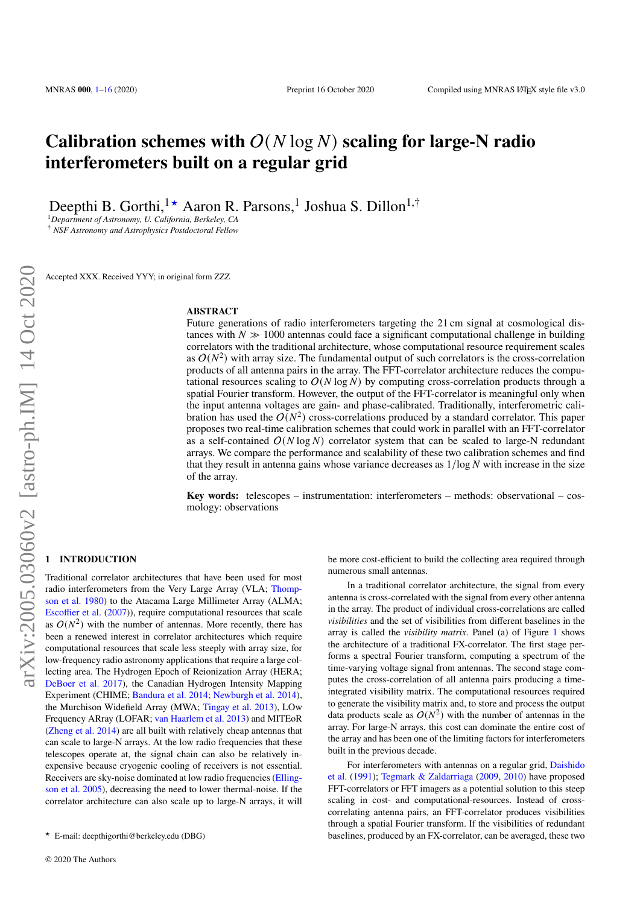# Calibration schemes with $O(N \log N)$ scaling for large-N radio interferometers built on a regular grid

Deepthi B. Gorthi,[1⋆] Aaron R. Parsons,[1] Joshua S. Dillon[1,†]

[1]*Department of Astronomy, U. California, Berkeley, CA*

[†] *NSF Astronomy and Astrophysics Postdoctoral Fellow*

Accepted XXX. Received YYY; in original form ZZZ

## ABSTRACT

Future generations of radio interferometers targeting the 21 cm signal at cosmological distances with $N \gg 1000$ antennas could face a significant computational challenge in building correlators with the traditional architecture, whose computational resource requirement scales as $O(N^2)$ with array size. The fundamental output of such correlators is the cross-correlation products of all antenna pairs in the array. The FFT-correlator architecture reduces the computational resources scaling to $O(N \log N)$ by computing cross-correlation products through a spatial Fourier transform. However, the output of the FFT-correlator is meaningful only when the input antenna voltages are gain- and phase-calibrated. Traditionally, interferometric calibration has used the $O(N^2)$ cross-correlations produced by a standard correlator. This paper proposes two real-time calibration schemes that could work in parallel with an FFT-correlator as a self-contained $O(N \log N)$ correlator system that can be scaled to large-N redundant arrays. We compare the performance and scalability of these two calibration schemes and find that they result in antenna gains whose variance decreases as $1/\log N$ with increase in the size of the array.

**Key words:** telescopes – instrumentation: interferometers – methods: observational – cosmology: observations

## 1 INTRODUCTION

Traditional correlator architectures that have been used for most radio interferometers from the Very Large Array (VLA; Thompson et al. 1980) to the Atacama Large Millimeter Array (ALMA; Escoffier et al. (2007)), require computational resources that scale as $O(N^2)$ with the number of antennas. More recently, there has been a renewed interest in correlator architectures which require computational resources that scale less steeply with array size, for low-frequency radio astronomy applications that require a large collecting area. The Hydrogen Epoch of Reionization Array (HERA; DeBoer et al. 2017), the Canadian Hydrogen Intensity Mapping Experiment (CHIME; Bandura et al. 2014; Newburgh et al. 2014), the Murchison Widefield Array (MWA; Tingay et al. 2013), LOw Frequency ARray (LOFAR; van Haarlem et al. 2013) and MITEoR (Zheng et al. 2014) are all built with relatively cheap antennas that can scale to large-N arrays. At the low radio frequencies that these telescopes operate at, the signal chain can also be relatively inexpensive because cryogenic cooling of receivers is not essential. Receivers are sky-noise dominated at low radio frequencies (Ellingson et al. 2005), decreasing the need to lower thermal-noise. If the correlator architecture can also scale up to large-N arrays, it will be more cost-efficient to build the collecting area required through numerous small antennas.

In a traditional correlator architecture, the signal from every antenna is cross-correlated with the signal from every other antenna in the array. The product of individual cross-correlations are called *visibilities* and the set of visibilities from different baselines in the array is called the *visibility matrix*. Panel (a) of Figure 1 shows the architecture of a traditional FX-correlator. The first stage performs a spectral Fourier transform, computing a spectrum of the time-varying voltage signal from antennas. The second stage computes the cross-correlation of all antenna pairs producing a time-integrated visibility matrix. The computational resources required to generate the visibility matrix and, to store and process the output data products scale as $O(N^2)$ with the number of antennas in the array. For large-N arrays, this cost can dominate the entire cost of the array and has been one of the limiting factors for interferometers built in the previous decade.

For interferometers with antennas on a regular grid, Daishido et al. (1991); Tegmark & Zaldarriaga (2009, 2010) have proposed FFT-correlators or FFT imagers as a potential solution to this steep scaling in cost- and computational-resources. Instead of cross-correlating antenna pairs, an FFT-correlator produces visibilities through a spatial Fourier transform. If the visibilities of redundant baselines, produced by an FX-correlator, can be averaged, these two

⋆ E-mail: deepthigorthi@berkeley.edu (DBG)

© 2020 The Authors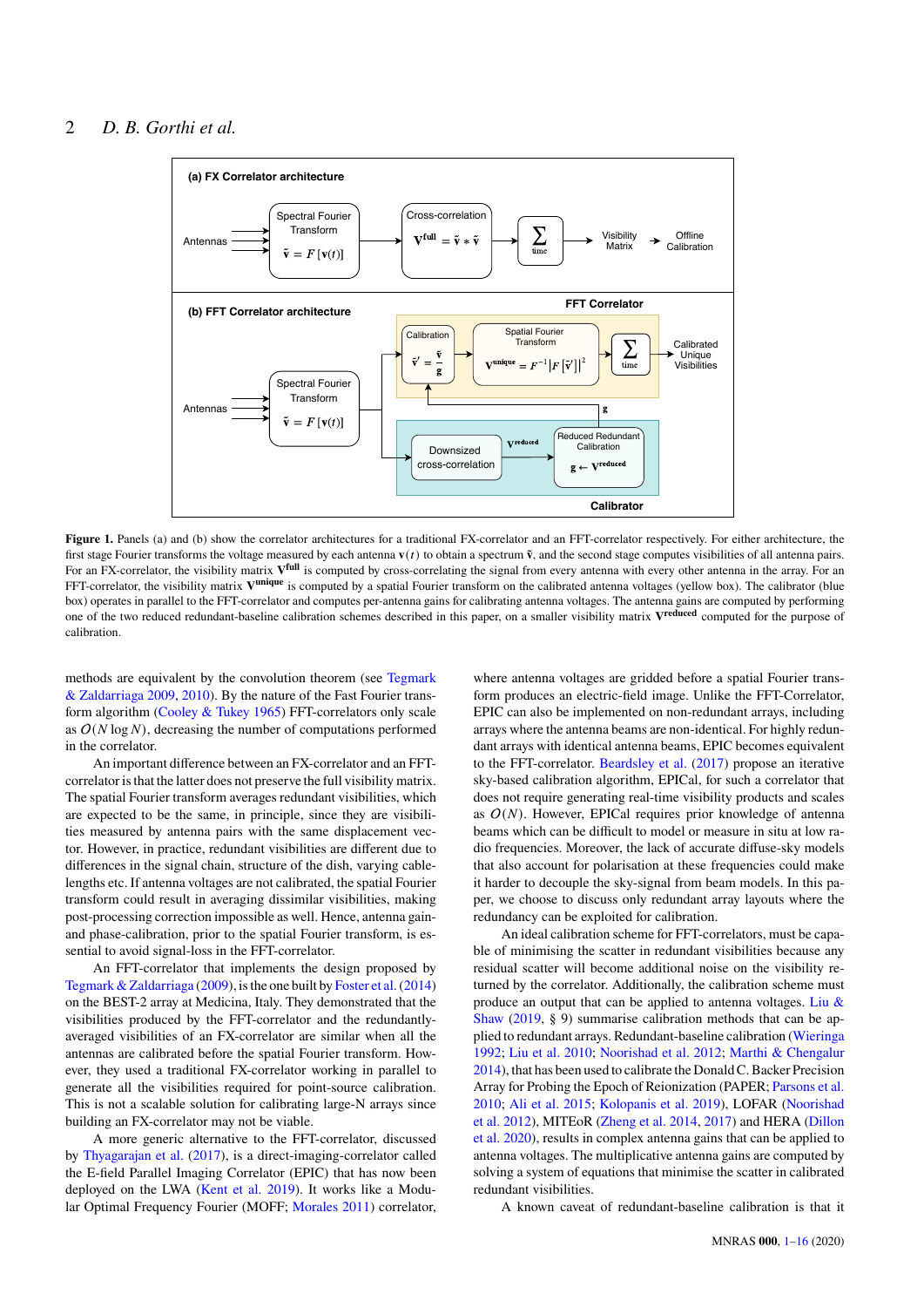**Figure 1.** Panels (a) and (b) show the correlator architectures for a traditional FX-correlator and an FFT-correlator respectively. For either architecture, the first stage Fourier transforms the voltage measured by each antenna $\mathbf{v}(t)$ to obtain a spectrum $\tilde{\mathbf{v}}$, and the second stage computes visibilities of all antenna pairs. For an FX-correlator, the visibility matrix $\mathbf{V}^{\mathbf{full}}$ is computed by cross-correlating the signal from every antenna with every other antenna in the array. For an FFT-correlator, the visibility matrix $\mathbf{V}^{\mathbf{unique}}$ is computed by a spatial Fourier transform on the calibrated antenna voltages (yellow box). The calibrator (blue box) operates in parallel to the FFT-correlator and computes per-antenna gains for calibrating antenna voltages. The antenna gains are computed by performing one of the two reduced redundant-baseline calibration schemes described in this paper, on a smaller visibility matrix $\mathbf{V}^{\mathbf{reduced}}$ computed for the purpose of calibration.

methods are equivalent by the convolution theorem (see Tegmark & Zaldarriaga 2009, 2010). By the nature of the Fast Fourier transform algorithm (Cooley & Tukey 1965) FFT-correlators only scale as $O(N \log N)$, decreasing the number of computations performed in the correlator.

An important difference between an FX-correlator and an FFT-correlator is that the latter does not preserve the full visibility matrix. The spatial Fourier transform averages redundant visibilities, which are expected to be the same, in principle, since they are visibilities measured by antenna pairs with the same displacement vector. However, in practice, redundant visibilities are different due to differences in the signal chain, structure of the dish, varying cable-lengths etc. If antenna voltages are not calibrated, the spatial Fourier transform could result in averaging dissimilar visibilities, making post-processing correction impossible as well. Hence, antenna gain- and phase-calibration, prior to the spatial Fourier transform, is essential to avoid signal-loss in the FFT-correlator.

An FFT-correlator that implements the design proposed by Tegmark & Zaldarriaga (2009), is the one built by Foster et al. (2014) on the BEST-2 array at Medicina, Italy. They demonstrated that the visibilities produced by the FFT-correlator and the redundantly-averaged visibilities of an FX-correlator are similar when all the antennas are calibrated before the spatial Fourier transform. However, they used a traditional FX-correlator working in parallel to generate all the visibilities required for point-source calibration. This is not a scalable solution for calibrating large-N arrays since building an FX-correlator may not be viable.

A more generic alternative to the FFT-correlator, discussed by Thyagarajan et al. (2017), is a direct-imaging-correlator called the E-field Parallel Imaging Correlator (EPIC) that has now been deployed on the LWA (Kent et al. 2019). It works like a Modular Optimal Frequency Fourier (MOFF; Morales 2011) correlator, where antenna voltages are gridded before a spatial Fourier transform produces an electric-field image. Unlike the FFT-Correlator, EPIC can also be implemented on non-redundant arrays, including arrays where the antenna beams are non-identical. For highly redundant arrays with identical antenna beams, EPIC becomes equivalent to the FFT-correlator. Beardsley et al. (2017) propose an iterative sky-based calibration algorithm, EPICal, for such a correlator that does not require generating real-time visibility products and scales as $O(N)$. However, EPICal requires prior knowledge of antenna beams which can be difficult to model or measure in situ at low radio frequencies. Moreover, the lack of accurate diffuse-sky models that also account for polarisation at these frequencies could make it harder to decouple the sky-signal from beam models. In this paper, we choose to discuss only redundant array layouts where the redundancy can be exploited for calibration.

An ideal calibration scheme for FFT-correlators, must be capable of minimising the scatter in redundant visibilities because any residual scatter will become additional noise on the visibility returned by the correlator. Additionally, the calibration scheme must produce an output that can be applied to antenna voltages. Liu & Shaw (2019, § 9) summarise calibration methods that can be applied to redundant arrays. Redundant-baseline calibration (Wieringa 1992; Liu et al. 2010; Noorishad et al. 2012; Marthi & Chengalur 2014), that has been used to calibrate the Donald C. Backer Precision Array for Probing the Epoch of Reionization (PAPER; Parsons et al. 2010; Ali et al. 2015; Kolopanis et al. 2019), LOFAR (Noorishad et al. 2012), MITEoR (Zheng et al. 2014, 2017) and HERA (Dillon et al. 2020), results in complex antenna gains that can be applied to antenna voltages. The multiplicative antenna gains are computed by solving a system of equations that minimise the scatter in calibrated redundant visibilities.

A known caveat of redundant-baseline calibration is that it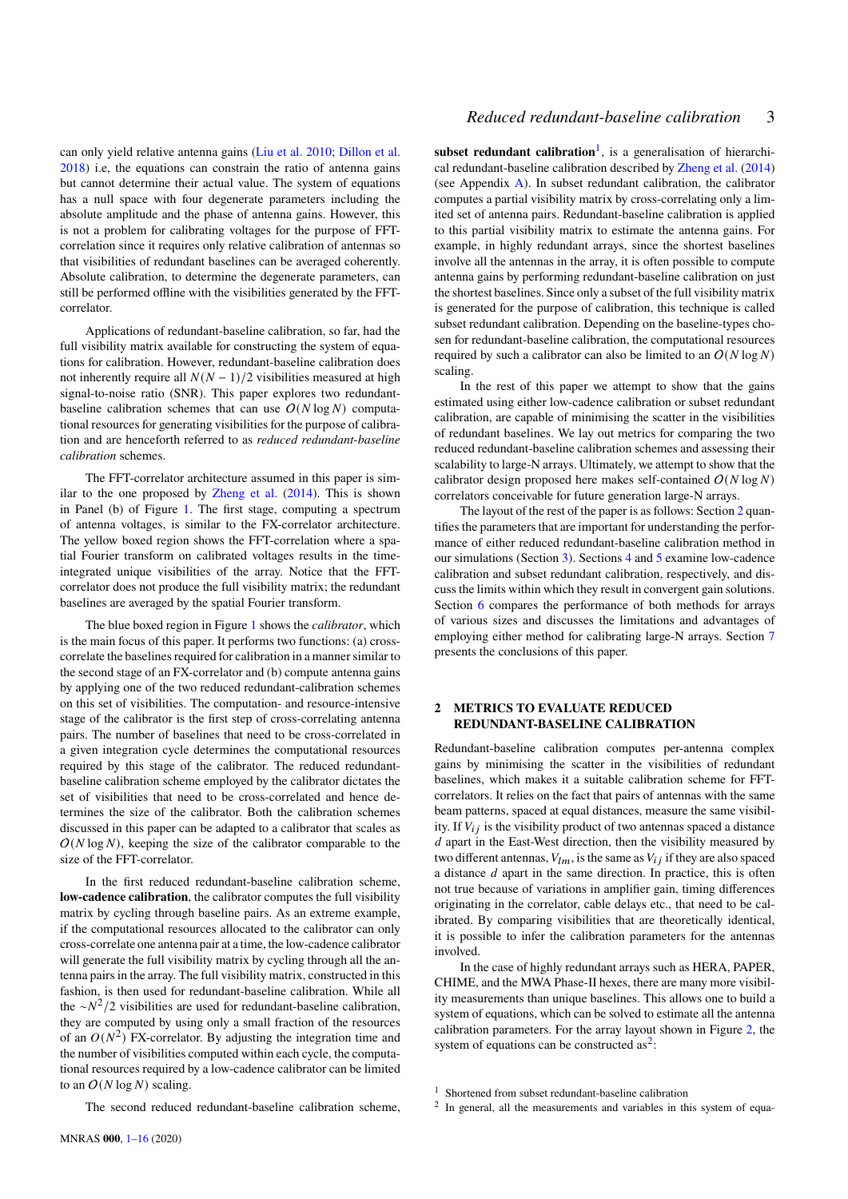can only yield relative antenna gains (Liu et al. 2010; Dillon et al. 2018) i.e, the equations can constrain the ratio of antenna gains but cannot determine their actual value. The system of equations has a null space with four degenerate parameters including the absolute amplitude and the phase of antenna gains. However, this is not a problem for calibrating voltages for the purpose of FFT-correlation since it requires only relative calibration of antennas so that visibilities of redundant baselines can be averaged coherently. Absolute calibration, to determine the degenerate parameters, can still be performed offline with the visibilities generated by the FFT-correlator.

Applications of redundant-baseline calibration, so far, had the full visibility matrix available for constructing the system of equations for calibration. However, redundant-baseline calibration does not inherently require all $N(N-1)/2$ visibilities measured at high signal-to-noise ratio (SNR). This paper explores two redundant-baseline calibration schemes that can use $O(N \log N)$ computational resources for generating visibilities for the purpose of calibration and are henceforth referred to as *reduced redundant-baseline calibration* schemes.

The FFT-correlator architecture assumed in this paper is similar to the one proposed by Zheng et al. (2014). This is shown in Panel (b) of Figure 1. The first stage, computing a spectrum of antenna voltages, is similar to the FX-correlator architecture. The yellow boxed region shows the FFT-correlation where a spatial Fourier transform on calibrated voltages results in the time-integrated unique visibilities of the array. Notice that the FFT-correlator does not produce the full visibility matrix; the redundant baselines are averaged by the spatial Fourier transform.

The blue boxed region in Figure 1 shows the *calibrator*, which is the main focus of this paper. It performs two functions: (a) cross-correlate the baselines required for calibration in a manner similar to the second stage of an FX-correlator and (b) compute antenna gains by applying one of the two reduced redundant-calibration schemes on this set of visibilities. The computation- and resource-intensive stage of the calibrator is the first step of cross-correlating antenna pairs. The number of baselines that need to be cross-correlated in a given integration cycle determines the computational resources required by this stage of the calibrator. The reduced redundant-baseline calibration scheme employed by the calibrator dictates the set of visibilities that need to be cross-correlated and hence determines the size of the calibrator. Both the calibration schemes discussed in this paper can be adapted to a calibrator that scales as $O(N \log N)$, keeping the size of the calibrator comparable to the size of the FFT-correlator.

In the first reduced redundant-baseline calibration scheme, **low-cadence calibration**, the calibrator computes the full visibility matrix by cycling through baseline pairs. As an extreme example, if the computational resources allocated to the calibrator can only cross-correlate one antenna pair at a time, the low-cadence calibrator will generate the full visibility matrix by cycling through all the antenna pairs in the array. The full visibility matrix, constructed in this fashion, is then used for redundant-baseline calibration. While all the $\sim N^2/2$ visibilities are used for redundant-baseline calibration, they are computed by using only a small fraction of the resources of an $O(N^2)$ FX-correlator. By adjusting the integration time and the number of visibilities computed within each cycle, the computational resources required by a low-cadence calibrator can be limited to an $O(N \log N)$ scaling.

The second reduced redundant-baseline calibration scheme, **subset redundant calibration**[1], is a generalisation of hierarchical redundant-baseline calibration described by Zheng et al. (2014) (see Appendix A). In subset redundant calibration, the calibrator computes a partial visibility matrix by cross-correlating only a limited set of antenna pairs. Redundant-baseline calibration is applied to this partial visibility matrix to estimate the antenna gains. For example, in highly redundant arrays, since the shortest baselines involve all the antennas in the array, it is often possible to compute antenna gains by performing redundant-baseline calibration on just the shortest baselines. Since only a subset of the full visibility matrix is generated for the purpose of calibration, this technique is called subset redundant calibration. Depending on the baseline-types chosen for redundant-baseline calibration, the computational resources required by such a calibrator can also be limited to an $O(N \log N)$ scaling.

In the rest of this paper we attempt to show that the gains estimated using either low-cadence calibration or subset redundant calibration, are capable of minimising the scatter in the visibilities of redundant baselines. We lay out metrics for comparing the two reduced redundant-baseline calibration schemes and assessing their scalability to large-N arrays. Ultimately, we attempt to show that the calibrator design proposed here makes self-contained $O(N \log N)$ correlators conceivable for future generation large-N arrays.

The layout of the rest of the paper is as follows: Section 2 quantifies the parameters that are important for understanding the performance of either reduced redundant-baseline calibration method in our simulations (Section 3). Sections 4 and 5 examine low-cadence calibration and subset redundant calibration, respectively, and discuss the limits within which they result in convergent gain solutions. Section 6 compares the performance of both methods for arrays of various sizes and discusses the limitations and advantages of employing either method for calibrating large-N arrays. Section 7 presents the conclusions of this paper.

## 2 METRICS TO EVALUATE REDUCED REDUNDANT-BASELINE CALIBRATION

Redundant-baseline calibration computes per-antenna complex gains by minimising the scatter in the visibilities of redundant baselines, which makes it a suitable calibration scheme for FFT-correlators. It relies on the fact that pairs of antennas with the same beam patterns, spaced at equal distances, measure the same visibility. If $V_{ij}$ is the visibility product of two antennas spaced a distance $d$ apart in the East-West direction, then the visibility measured by two different antennas, $V_{lm}$, is the same as $V_{ij}$ if they are also spaced a distance $d$ apart in the same direction. In practice, this is often not true because of variations in amplifier gain, timing differences originating in the correlator, cable delays etc., that need to be calibrated. By comparing visibilities that are theoretically identical, it is possible to infer the calibration parameters for the antennas involved.

In the case of highly redundant arrays such as HERA, PAPER, CHIME, and the MWA Phase-II hexes, there are many more visibility measurements than unique baselines. This allows one to build a system of equations, which can be solved to estimate all the antenna calibration parameters. For the array layout shown in Figure 2, the system of equations can be constructed as[2]:

[1] Shortened from subset redundant-baseline calibration

[2] In general, all the measurements and variables in this system of equa-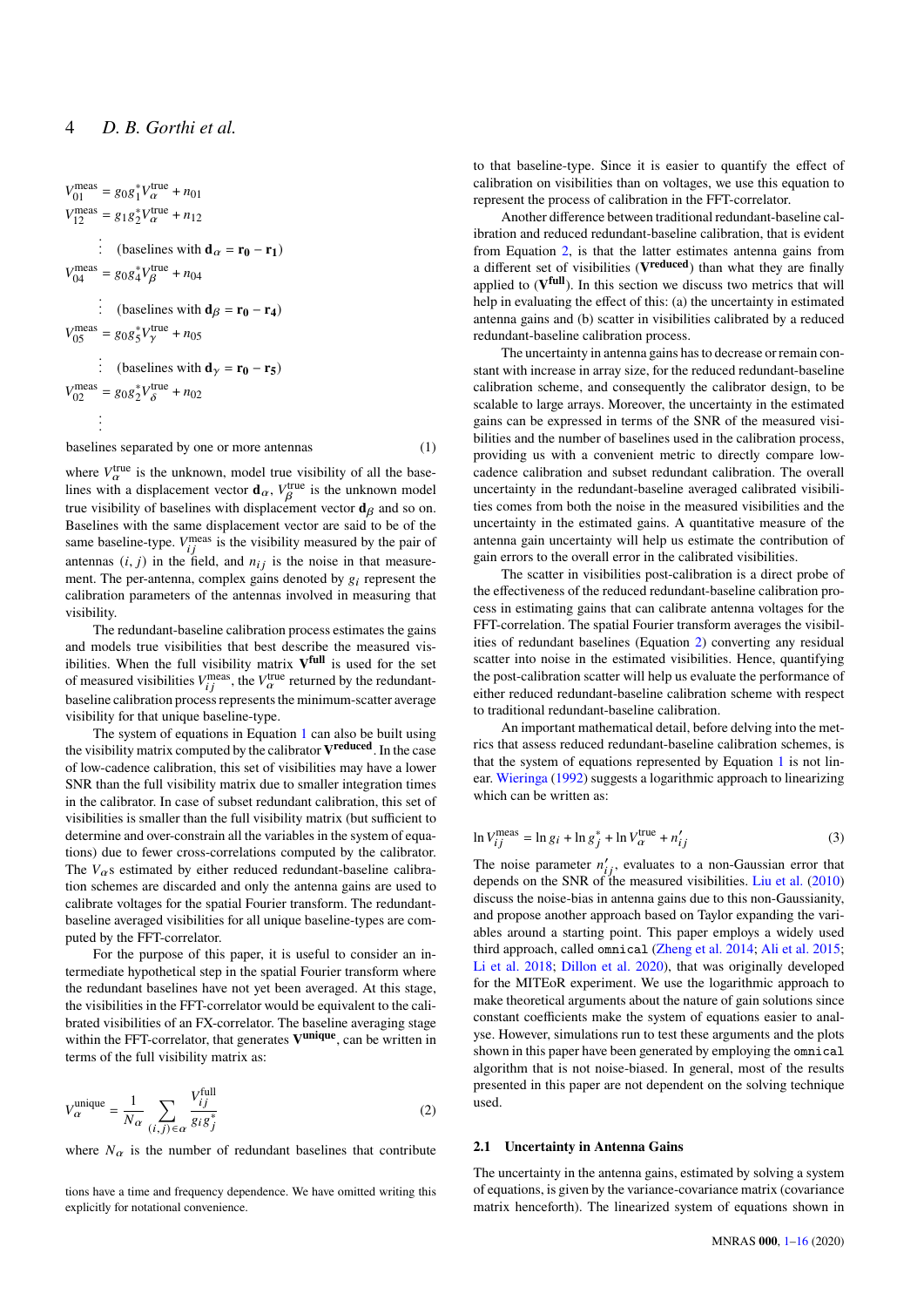$$
\begin{aligned}
V_{01}^{\text{meas}} &= g_0 g_1^* V_\alpha^{\text{true}} + n_{01} \\
V_{12}^{\text{meas}} &= g_1 g_2^* V_\alpha^{\text{true}} + n_{12} \\
&\vdots \quad \text{(baselines with } \mathbf{d}_\alpha = \mathbf{r_0} - \mathbf{r_1}) \\
V_{04}^{\text{meas}} &= g_0 g_4^* V_\beta^{\text{true}} + n_{04} \\
&\vdots \quad \text{(baselines with } \mathbf{d}_\beta = \mathbf{r_0} - \mathbf{r_4}) \\
V_{05}^{\text{meas}} &= g_0 g_5^* V_\gamma^{\text{true}} + n_{05} \\
&\vdots \quad \text{(baselines with } \mathbf{d}_\gamma = \mathbf{r_0} - \mathbf{r_5}) \\
V_{02}^{\text{meas}} &= g_0 g_2^* V_\delta^{\text{true}} + n_{02} \\
&\vdots \\
&\text{baselines separated by one or more antennas}
\end{aligned}
\tag{1}
$$

where $V_\alpha^{\text{true}}$ is the unknown, model true visibility of all the baselines with a displacement vector $\mathbf{d}_\alpha$, $V_\beta^{\text{true}}$ is the unknown model true visibility of baselines with displacement vector $\mathbf{d}_\beta$ and so on. Baselines with the same displacement vector are said to be of the same baseline-type. $V_{ij}^{\text{meas}}$ is the visibility measured by the pair of antennas $(i, j)$ in the field, and $n_{ij}$ is the noise in that measurement. The per-antenna, complex gains denoted by $g_i$ represent the calibration parameters of the antennas involved in measuring that visibility.

The redundant-baseline calibration process estimates the gains and models true visibilities that best describe the measured visibilities. When the full visibility matrix $\mathbf{V^{full}}$ is used for the set of measured visibilities $V_{ij}^{\text{meas}}$, the $V_\alpha^{\text{true}}$ returned by the redundant-baseline calibration process represents the minimum-scatter average visibility for that unique baseline-type.

The system of equations in Equation 1 can also be built using the visibility matrix computed by the calibrator $\mathbf{V^{reduced}}$. In the case of low-cadence calibration, this set of visibilities may have a lower SNR than the full visibility matrix due to smaller integration times in the calibrator. In case of subset redundant calibration, this set of visibilities is smaller than the full visibility matrix (but sufficient to determine and over-constrain all the variables in the system of equations) due to fewer cross-correlations computed by the calibrator. The $V_\alpha$s estimated by either reduced redundant-baseline calibration schemes are discarded and only the antenna gains are used to calibrate voltages for the spatial Fourier transform. The redundant-baseline averaged visibilities for all unique baseline-types are computed by the FFT-correlator.

For the purpose of this paper, it is useful to consider an intermediate hypothetical step in the spatial Fourier transform where the redundant baselines have not yet been averaged. At this stage, the visibilities in the FFT-correlator would be equivalent to the calibrated visibilities of an FX-correlator. The baseline averaging stage within the FFT-correlator, that generates $\mathbf{V^{unique}}$, can be written in terms of the full visibility matrix as:

$$
V_\alpha^{\text{unique}} = \frac{1}{N_\alpha} \sum_{(i,j)\in\alpha} \frac{V_{ij}^{\text{full}}}{g_i g_j^*} \tag{2}
$$

where $N_\alpha$ is the number of redundant baselines that contribute to that baseline-type. Since it is easier to quantify the effect of calibration on visibilities than on voltages, we use this equation to represent the process of calibration in the FFT-correlator.

Another difference between traditional redundant-baseline calibration and reduced redundant-baseline calibration, that is evident from Equation 2, is that the latter estimates antenna gains from a different set of visibilities ($\mathbf{V^{reduced}}$) than what they are finally applied to ($\mathbf{V^{full}}$). In this section we discuss two metrics that will help in evaluating the effect of this: (a) the uncertainty in estimated antenna gains and (b) scatter in visibilities calibrated by a reduced redundant-baseline calibration process.

The uncertainty in antenna gains has to decrease or remain constant with increase in array size, for the reduced redundant-baseline calibration scheme, and consequently the calibrator design, to be scalable to large arrays. Moreover, the uncertainty in the estimated gains can be expressed in terms of the SNR of the measured visibilities and the number of baselines used in the calibration process, providing us with a convenient metric to directly compare low-cadence calibration and subset redundant calibration. The overall uncertainty in the redundant-baseline averaged calibrated visibilities comes from both the noise in the measured visibilities and the uncertainty in the estimated gains. A quantitative measure of the antenna gain uncertainty will help us estimate the contribution of gain errors to the overall error in the calibrated visibilities.

The scatter in visibilities post-calibration is a direct probe of the effectiveness of the reduced redundant-baseline calibration process in estimating gains that can calibrate antenna voltages for the FFT-correlation. The spatial Fourier transform averages the visibilities of redundant baselines (Equation 2) converting any residual scatter into noise in the estimated visibilities. Hence, quantifying the post-calibration scatter will help us evaluate the performance of either reduced redundant-baseline calibration scheme with respect to traditional redundant-baseline calibration.

An important mathematical detail, before delving into the metrics that assess reduced redundant-baseline calibration schemes, is that the system of equations represented by Equation 1 is not linear. Wieringa (1992) suggests a logarithmic approach to linearizing which can be written as:

$$
\ln V_{ij}^{\text{meas}} = \ln g_i + \ln g_j^* + \ln V_\alpha^{\text{true}} + n'_{ij} \tag{3}
$$

The noise parameter $n'_{ij}$, evaluates to a non-Gaussian error that depends on the SNR of the measured visibilities. Liu et al. (2010) discuss the noise-bias in antenna gains due to this non-Gaussianity, and propose another approach based on Taylor expanding the variables around a starting point. This paper employs a widely used third approach, called `omnical` (Zheng et al. 2014; Ali et al. 2015; Li et al. 2018; Dillon et al. 2020), that was originally developed for the MITEoR experiment. We use the logarithmic approach to make theoretical arguments about the nature of gain solutions since constant coefficients make the system of equations easier to analyse. However, simulations run to test these arguments and the plots shown in this paper have been generated by employing the `omnical` algorithm that is not noise-biased. In general, most of the results presented in this paper are not dependent on the solving technique used.

### 2.1 Uncertainty in Antenna Gains

The uncertainty in the antenna gains, estimated by solving a system of equations, is given by the variance-covariance matrix (covariance matrix henceforth). The linearized system of equations shown in

tions have a time and frequency dependence. We have omitted writing this explicitly for notational convenience.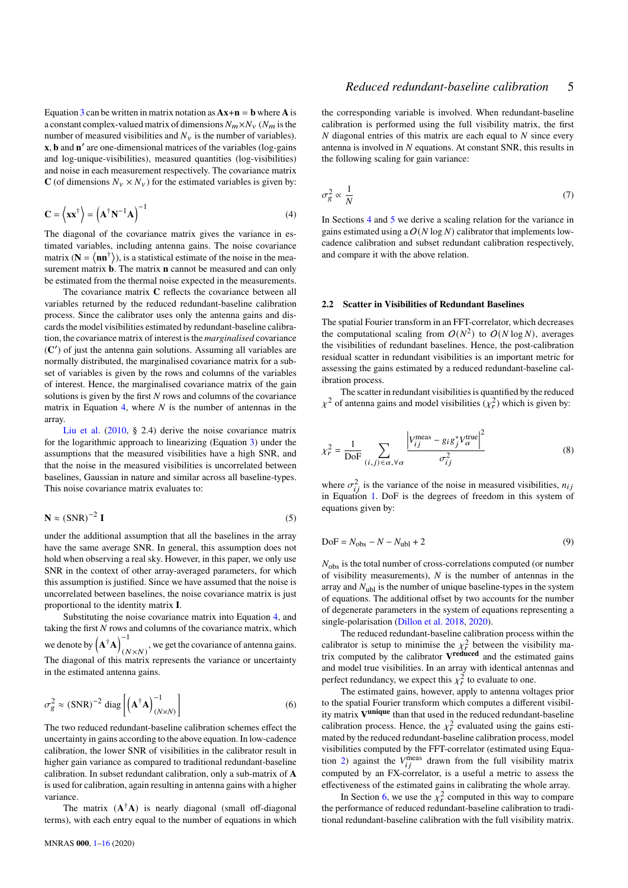Equation 3 can be written in matrix notation as $\mathbf{Ax}+\mathbf{n} = \mathbf{b}$ where $\mathbf{A}$ is a constant complex-valued matrix of dimensions $N_m \times N_v$ ($N_m$ is the number of measured visibilities and $N_v$ is the number of variables). $\mathbf{x}$, $\mathbf{b}$ and $\mathbf{n'}$ are one-dimensional matrices of the variables (log-gains and log-unique-visibilities), measured quantities (log-visibilities) and noise in each measurement respectively. The covariance matrix $\mathbf{C}$ (of dimensions $N_v \times N_v$) for the estimated variables is given by:

$$\mathbf{C} = \left\langle \mathbf{x}\mathbf{x}^\dagger \right\rangle = \left(\mathbf{A}^\dagger \mathbf{N}^{-1} \mathbf{A}\right)^{-1} \tag{4}$$

The diagonal of the covariance matrix gives the variance in estimated variables, including antenna gains. The noise covariance matrix ($\mathbf{N} = \left\langle \mathbf{n}\mathbf{n}^\dagger \right\rangle$), is a statistical estimate of the noise in the measurement matrix $\mathbf{b}$. The matrix $\mathbf{n}$ cannot be measured and can only be estimated from the thermal noise expected in the measurements.

The covariance matrix $\mathbf{C}$ reflects the covariance between all variables returned by the reduced redundant-baseline calibration process. Since the calibrator uses only the antenna gains and discards the model visibilities estimated by redundant-baseline calibration, the covariance matrix of interest is the *marginalised* covariance ($\mathbf{C'}$) of just the antenna gain solutions. Assuming all variables are normally distributed, the marginalised covariance matrix for a subset of variables is given by the rows and columns of the variables of interest. Hence, the marginalised covariance matrix of the gain solutions is given by the first $N$ rows and columns of the covariance matrix in Equation 4, where $N$ is the number of antennas in the array.

Liu et al. (2010, § 2.4) derive the noise covariance matrix for the logarithmic approach to linearizing (Equation 3) under the assumptions that the measured visibilities have a high SNR, and that the noise in the measured visibilities is uncorrelated between baselines, Gaussian in nature and similar across all baseline-types. This noise covariance matrix evaluates to:

$$\mathbf{N} \approx (\mathrm{SNR})^{-2}\, \mathbf{I} \tag{5}$$

under the additional assumption that all the baselines in the array have the same average SNR. In general, this assumption does not hold when observing a real sky. However, in this paper, we only use SNR in the context of other array-averaged parameters, for which this assumption is justified. Since we have assumed that the noise is uncorrelated between baselines, the noise covariance matrix is just proportional to the identity matrix $\mathbf{I}$.

Substituting the noise covariance matrix into Equation 4, and taking the first $N$ rows and columns of the covariance matrix, which we denote by $\left(\mathbf{A}^\dagger \mathbf{A}\right)^{-1}_{(N\times N)}$, we get the covariance of antenna gains. The diagonal of this matrix represents the variance or uncertainty in the estimated antenna gains.

$$\sigma_g^2 \approx (\mathrm{SNR})^{-2}\, \mathrm{diag}\left[\left(\mathbf{A}^\dagger \mathbf{A}\right)^{-1}_{(N\times N)}\right] \tag{6}$$

The two reduced redundant-baseline calibration schemes effect the uncertainty in gains according to the above equation. In low-cadence calibration, the lower SNR of visibilities in the calibrator result in higher gain variance as compared to traditional redundant-baseline calibration. In subset redundant calibration, only a sub-matrix of $\mathbf{A}$ is used for calibration, again resulting in antenna gains with a higher variance.

The matrix $(\mathbf{A}^\dagger \mathbf{A})$ is nearly diagonal (small off-diagonal terms), with each entry equal to the number of equations in which the corresponding variable is involved. When redundant-baseline calibration is performed using the full visibility matrix, the first $N$ diagonal entries of this matrix are each equal to $N$ since every antenna is involved in $N$ equations. At constant SNR, this results in the following scaling for gain variance:

$$\sigma_g^2 \propto \frac{1}{N} \tag{7}$$

In Sections 4 and 5 we derive a scaling relation for the variance in gains estimated using a $O(N \log N)$ calibrator that implements low-cadence calibration and subset redundant calibration respectively, and compare it with the above relation.

### 2.2 Scatter in Visibilities of Redundant Baselines

The spatial Fourier transform in an FFT-correlator, which decreases the computational scaling from $O(N^2)$ to $O(N \log N)$, averages the visibilities of redundant baselines. Hence, the post-calibration residual scatter in redundant visibilities is an important metric for assessing the gains estimated by a reduced redundant-baseline calibration process.

The scatter in redundant visibilities is quantified by the reduced $\chi^2$ of antenna gains and model visibilities ($\chi_r^2$) which is given by:

$$\chi_r^2 = \frac{1}{\mathrm{DoF}} \sum_{(i,j)\in\alpha, \forall\alpha} \frac{\left|V_{ij}^{\mathrm{meas}} - g_i g_j^* V_\alpha^{\mathrm{true}}\right|^2}{\sigma_{ij}^2} \tag{8}$$

where $\sigma_{ij}^2$ is the variance of the noise in measured visibilities, $n_{ij}$ in Equation 1. DoF is the degrees of freedom in this system of equations given by:

$$\mathrm{DoF} = N_{\mathrm{obs}} - N - N_{\mathrm{ubl}} + 2 \tag{9}$$

$N_{\mathrm{obs}}$ is the total number of cross-correlations computed (or number of visibility measurements), $N$ is the number of antennas in the array and $N_{\mathrm{ubl}}$ is the number of unique baseline-types in the system of equations. The additional offset by two accounts for the number of degenerate parameters in the system of equations representing a single-polarisation (Dillon et al. 2018, 2020).

The reduced redundant-baseline calibration process within the calibrator is setup to minimise the $\chi_r^2$ between the visibility matrix computed by the calibrator $\mathbf{V}^{\mathbf{reduced}}$ and the estimated gains and model true visibilities. In an array with identical antennas and perfect redundancy, we expect this $\chi_r^2$ to evaluate to one.

The estimated gains, however, apply to antenna voltages prior to the spatial Fourier transform which computes a different visibility matrix $\mathbf{V}^{\mathbf{unique}}$ than that used in the reduced redundant-baseline calibration process. Hence, the $\chi_r^2$ evaluated using the gains estimated by the reduced redundant-baseline calibration process, model visibilities computed by the FFT-correlator (estimated using Equation 2) against the $V_{ij}^{\mathrm{meas}}$ drawn from the full visibility matrix computed by an FX-correlator, is a useful a metric to assess the effectiveness of the estimated gains in calibrating the whole array.

In Section 6, we use the $\chi_r^2$ computed in this way to compare the performance of reduced redundant-baseline calibration to traditional redundant-baseline calibration with the full visibility matrix.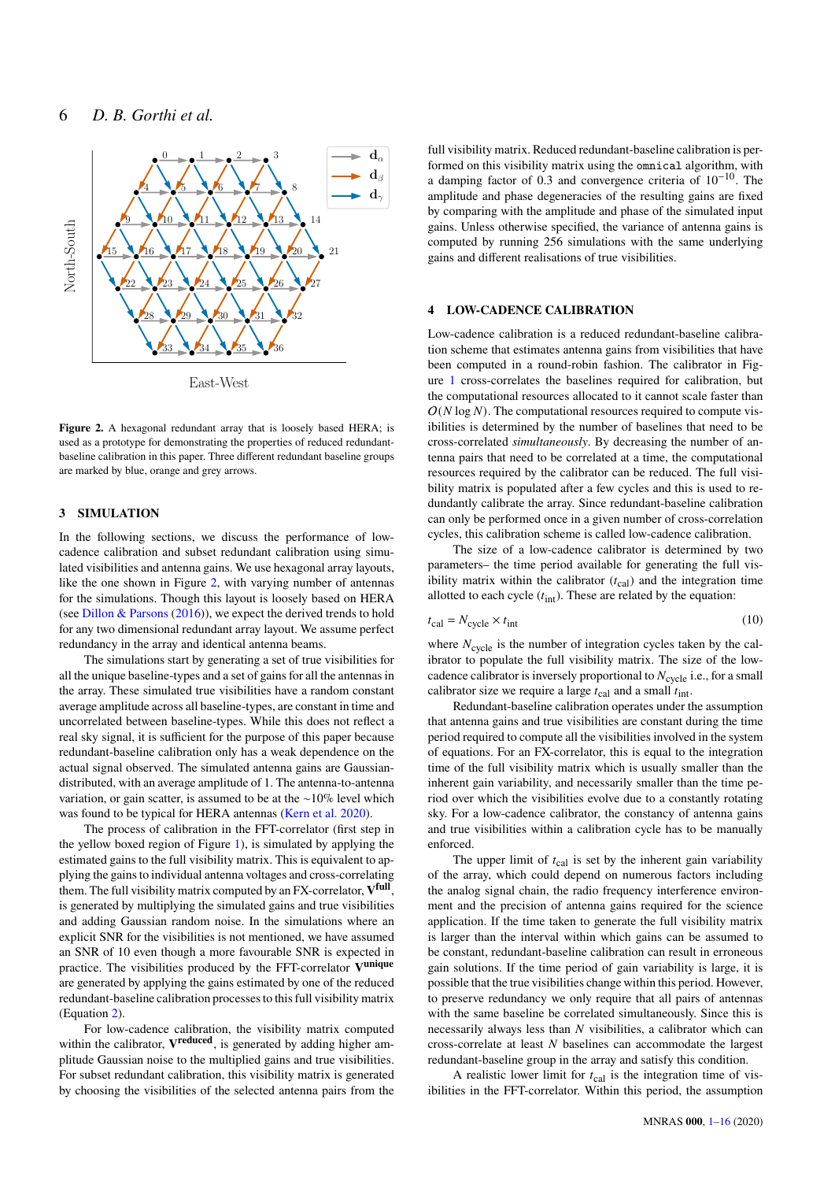**Figure 2.** A hexagonal redundant array that is loosely based HERA; is used as a prototype for demonstrating the properties of reduced redundant-baseline calibration in this paper. Three different redundant baseline groups are marked by blue, orange and grey arrows.

## 3 SIMULATION

In the following sections, we discuss the performance of low-cadence calibration and subset redundant calibration using simulated visibilities and antenna gains. We use hexagonal array layouts, like the one shown in Figure 2, with varying number of antennas for the simulations. Though this layout is loosely based on HERA (see Dillon & Parsons (2016)), we expect the derived trends to hold for any two dimensional redundant array layout. We assume perfect redundancy in the array and identical antenna beams.

The simulations start by generating a set of true visibilities for all the unique baseline-types and a set of gains for all the antennas in the array. These simulated true visibilities have a random constant average amplitude across all baseline-types, are constant in time and uncorrelated between baseline-types. While this does not reflect a real sky signal, it is sufficient for the purpose of this paper because redundant-baseline calibration only has a weak dependence on the actual signal observed. The simulated antenna gains are Gaussian-distributed, with an average amplitude of 1. The antenna-to-antenna variation, or gain scatter, is assumed to be at the ∼10% level which was found to be typical for HERA antennas (Kern et al. 2020).

The process of calibration in the FFT-correlator (first step in the yellow boxed region of Figure 1), is simulated by applying the estimated gains to the full visibility matrix. This is equivalent to applying the gains to individual antenna voltages and cross-correlating them. The full visibility matrix computed by an FX-correlator, $\mathbf{V}^{\mathbf{full}}$, is generated by multiplying the simulated gains and true visibilities and adding Gaussian random noise. In the simulations where an explicit SNR for the visibilities is not mentioned, we have assumed an SNR of 10 even though a more favourable SNR is expected in practice. The visibilities produced by the FFT-correlator $\mathbf{V}^{\mathbf{unique}}$ are generated by applying the gains estimated by one of the reduced redundant-baseline calibration processes to this full visibility matrix (Equation 2).

For low-cadence calibration, the visibility matrix computed within the calibrator, $\mathbf{V}^{\mathbf{reduced}}$, is generated by adding higher amplitude Gaussian noise to the multiplied gains and true visibilities. For subset redundant calibration, this visibility matrix is generated by choosing the visibilities of the selected antenna pairs from the full visibility matrix. Reduced redundant-baseline calibration is performed on this visibility matrix using the `omnical` algorithm, with a damping factor of 0.3 and convergence criteria of $10^{-10}$. The amplitude and phase degeneracies of the resulting gains are fixed by comparing with the amplitude and phase of the simulated input gains. Unless otherwise specified, the variance of antenna gains is computed by running 256 simulations with the same underlying gains and different realisations of true visibilities.

## 4 LOW-CADENCE CALIBRATION

Low-cadence calibration is a reduced redundant-baseline calibration scheme that estimates antenna gains from visibilities that have been computed in a round-robin fashion. The calibrator in Figure 1 cross-correlates the baselines required for calibration, but the computational resources allocated to it cannot scale faster than $O(N \log N)$. The computational resources required to compute visibilities is determined by the number of baselines that need to be cross-correlated *simultaneously*. By decreasing the number of antenna pairs that need to be correlated at a time, the computational resources required by the calibrator can be reduced. The full visibility matrix is populated after a few cycles and this is used to redundantly calibrate the array. Since redundant-baseline calibration can only be performed once in a given number of cross-correlation cycles, this calibration scheme is called low-cadence calibration.

The size of a low-cadence calibrator is determined by two parameters– the time period available for generating the full visibility matrix within the calibrator ($t_{\rm cal}$) and the integration time allotted to each cycle ($t_{\rm int}$). These are related by the equation:

$$t_{\rm cal} = N_{\rm cycle} \times t_{\rm int} \tag{10}$$

where $N_{\rm cycle}$ is the number of integration cycles taken by the calibrator to populate the full visibility matrix. The size of the low-cadence calibrator is inversely proportional to $N_{\rm cycle}$ i.e., for a small calibrator size we require a large $t_{\rm cal}$ and a small $t_{\rm int}$.

Redundant-baseline calibration operates under the assumption that antenna gains and true visibilities are constant during the time period required to compute all the visibilities involved in the system of equations. For an FX-correlator, this is equal to the integration time of the full visibility matrix which is usually smaller than the inherent gain variability, and necessarily smaller than the time period over which the visibilities evolve due to a constantly rotating sky. For a low-cadence calibrator, the constancy of antenna gains and true visibilities within a calibration cycle has to be manually enforced.

The upper limit of $t_{\rm cal}$ is set by the inherent gain variability of the array, which could depend on numerous factors including the analog signal chain, the radio frequency interference environment and the precision of antenna gains required for the science application. If the time taken to generate the full visibility matrix is larger than the interval within which gains can be assumed to be constant, redundant-baseline calibration can result in erroneous gain solutions. If the time period of gain variability is large, it is possible that the true visibilities change within this period. However, to preserve redundancy we only require that all pairs of antennas with the same baseline be correlated simultaneously. Since this is necessarily always less than $N$ visibilities, a calibrator which can cross-correlate at least $N$ baselines can accommodate the largest redundant-baseline group in the array and satisfy this condition.

A realistic lower limit for $t_{\rm cal}$ is the integration time of visibilities in the FFT-correlator. Within this period, the assumption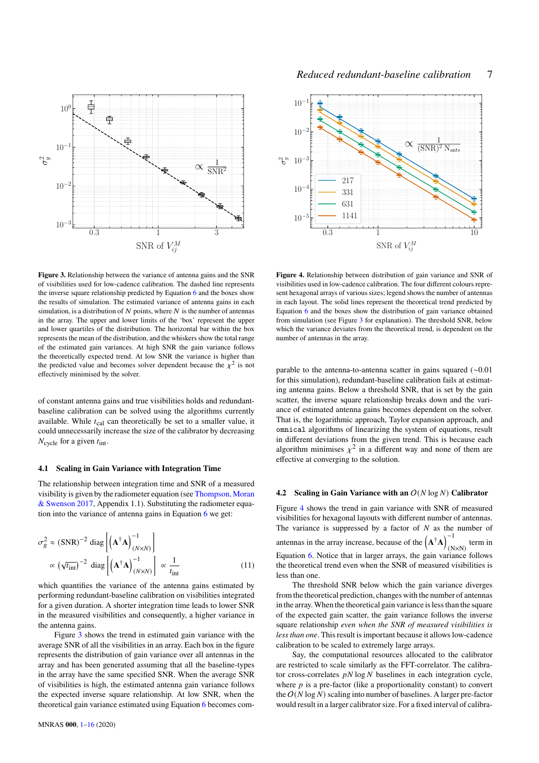**Figure 3.** Relationship between the variance of antenna gains and the SNR of visibilities used for low-cadence calibration. The dashed line represents the inverse square relationship predicted by Equation 6 and the boxes show the results of simulation. The estimated variance of antenna gains in each simulation, is a distribution of $N$ points, where $N$ is the number of antennas in the array. The upper and lower limits of the 'box' represent the upper and lower quartiles of the distribution. The horizontal bar within the box represents the mean of the distribution, and the whiskers show the total range of the estimated gain variances. At high SNR the gain variance follows the theoretically expected trend. At low SNR the variance is higher than the predicted value and becomes solver dependent because the $\chi^2$ is not effectively minimised by the solver.

**Figure 4.** Relationship between distribution of gain variance and SNR of visibilities used in low-cadence calibration. The four different colours represent hexagonal arrays of various sizes; legend shows the number of antennas in each layout. The solid lines represent the theoretical trend predicted by Equation 6 and the boxes show the distribution of gain variance obtained from simulation (see Figure 3 for explanation). The threshold SNR, below which the variance deviates from the theoretical trend, is dependent on the number of antennas in the array.

of constant antenna gains and true visibilities holds and redundant-baseline calibration can be solved using the algorithms currently available. While $t_{\rm cal}$ can theoretically be set to a smaller value, it could unnecessarily increase the size of the calibrator by decreasing $N_{\rm cycle}$ for a given $t_{\rm int}$.

### 4.1 Scaling in Gain Variance with Integration Time

The relationship between integration time and SNR of a measured visibility is given by the radiometer equation (see Thompson, Moran & Swenson 2017, Appendix 1.1). Substituting the radiometer equation into the variance of antenna gains in Equation 6 we get:

$$\sigma_g^2 \approx (\mathrm{SNR})^{-2}\ \mathrm{diag}\left[\left(\mathbf{A}^{\dagger}\mathbf{A}\right)^{-1}_{(N\times N)}\right]$$
$$\propto \left(\sqrt{t_{\rm int}}\right)^{-2}\ \mathrm{diag}\left[\left(\mathbf{A}^{\dagger}\mathbf{A}\right)^{-1}_{(N\times N)}\right] \propto \frac{1}{t_{\rm int}} \tag{11}$$

which quantifies the variance of the antenna gains estimated by performing redundant-baseline calibration on visibilities integrated for a given duration. A shorter integration time leads to lower SNR in the measured visibilities and consequently, a higher variance in the antenna gains.

Figure 3 shows the trend in estimated gain variance with the average SNR of all the visibilities in an array. Each box in the figure represents the distribution of gain variance over all antennas in the array and has been generated assuming that all the baseline-types in the array have the same specified SNR. When the average SNR of visibilities is high, the estimated antenna gain variance follows the expected inverse square relationship. At low SNR, when the theoretical gain variance estimated using Equation 6 becomes comparable to the antenna-to-antenna scatter in gains squared (~0.01 for this simulation), redundant-baseline calibration fails at estimating antenna gains. Below a threshold SNR, that is set by the gain scatter, the inverse square relationship breaks down and the variance of estimated antenna gains becomes dependent on the solver. That is, the logarithmic approach, Taylor expansion approach, and `omnical` algorithms of linearizing the system of equations, result in different deviations from the given trend. This is because each algorithm minimises $\chi^2$ in a different way and none of them are effective at converging to the solution.

### 4.2 Scaling in Gain Variance with an $O(N \log N)$ Calibrator

Figure 4 shows the trend in gain variance with SNR of measured visibilities for hexagonal layouts with different number of antennas. The variance is suppressed by a factor of $N$ as the number of antennas in the array increase, because of the $\left(\mathbf{A}^{\dagger}\mathbf{A}\right)^{-1}_{(\mathrm{N}\times\mathrm{N})}$ term in Equation 6. Notice that in larger arrays, the gain variance follows the theoretical trend even when the SNR of measured visibilities is less than one.

The threshold SNR below which the gain variance diverges from the theoretical prediction, changes with the number of antennas in the array. When the theoretical gain variance is less than the square of the expected gain scatter, the gain variance follows the inverse square relationship *even when the SNR of measured visibilities is less than one*. This result is important because it allows low-cadence calibration to be scaled to extremely large arrays.

Say, the computational resources allocated to the calibrator are restricted to scale similarly as the FFT-correlator. The calibrator cross-correlates $pN \log N$ baselines in each integration cycle, where $p$ is a pre-factor (like a proportionality constant) to convert the $O(N \log N)$ scaling into number of baselines. A larger pre-factor would result in a larger calibrator size. For a fixed interval of calibra-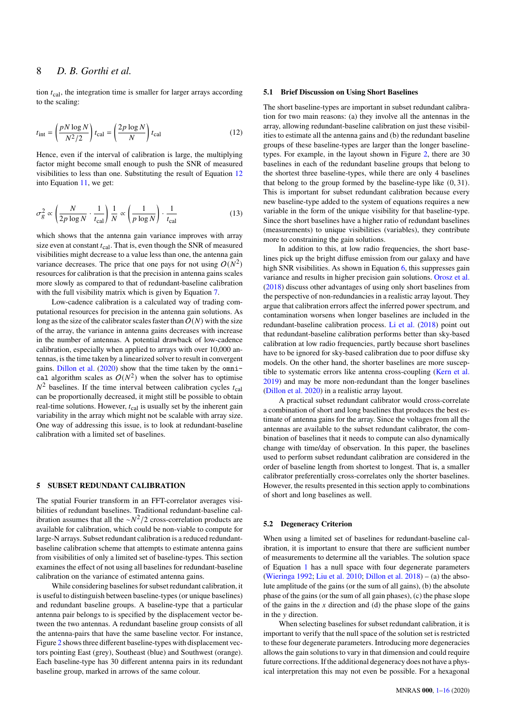tion $t_{\rm cal}$, the integration time is smaller for larger arrays according to the scaling:

$$t_{\rm int} = \left(\frac{pN \log N}{N^2/2}\right) t_{\rm cal} = \left(\frac{2p \log N}{N}\right) t_{\rm cal} \tag{12}$$

Hence, even if the interval of calibration is large, the multiplying factor might become small enough to push the SNR of measured visibilities to less than one. Substituting the result of Equation 12 into Equation 11, we get:

$$\sigma_g^2 \propto \left(\frac{N}{2p \log N} \cdot \frac{1}{t_{\rm cal}}\right) \frac{1}{N} \propto \left(\frac{1}{p \log N}\right) \cdot \frac{1}{t_{\rm cal}} \tag{13}$$

which shows that the antenna gain variance improves with array size even at constant $t_{\rm cal}$. That is, even though the SNR of measured visibilities might decrease to a value less than one, the antenna gain variance decreases. The price that one pays for not using $O(N^2)$ resources for calibration is that the precision in antenna gains scales more slowly as compared to that of redundant-baseline calibration with the full visibility matrix which is given by Equation 7.

Low-cadence calibration is a calculated way of trading computational resources for precision in the antenna gain solutions. As long as the size of the calibrator scales faster than $O(N)$ with the size of the array, the variance in antenna gains decreases linearly in the number of antennas. A potential drawback of low-cadence calibration, especially when applied to arrays with over 10,000 antennas, is the time taken by a linearized solver to result in convergent gains. Dillon et al. (2020) show that the time taken by the `omnical` algorithm scales as $O(N^2)$ when the solver has to optimise $N^2$ baselines. If the time interval between calibration cycles $t_{\rm cal}$ can be proportionally decreased, it might still be possible to obtain real-time solutions. However, $t_{\rm cal}$ is usually set by the inherent gain variability in the array which might not be scalable with array size. One way of addressing this issue, is to look at redundant-baseline calibration with a limited set of baselines.

## 5 SUBSET REDUNDANT CALIBRATION

The spatial Fourier transform in an FFT-correlator averages visibilities of redundant baselines. Traditional redundant-baseline calibration assumes that all the $\sim N^2/2$ cross-correlation products are available for calibration, which could be non-viable to compute for large-N arrays. Subset redundant calibration is a reduced redundant-baseline calibration scheme that attempts to estimate antenna gains from visibilities of only a limited set of baseline-types. This section examines the effect of not using all baselines for redundant-baseline calibration on the variance of estimated antenna gains.

While considering baselines for subset redundant calibration, it is useful to distinguish between baseline-types (or unique baselines) and redundant baseline groups. A baseline-type that a particular antenna pair belongs to is specified by the displacement vector between the two antennas. A redundant baseline group consists of all the antenna-pairs that have the same baseline vector. For instance, Figure 2 shows three different baseline-types with displacement vectors pointing East (grey), Southeast (blue) and Southwest (orange). Each baseline-type has 30 different antenna pairs in its redundant baseline group, marked in arrows of the same colour.

### 5.1 Brief Discussion on Using Short Baselines

The short baseline-types are important in subset redundant calibration for two main reasons: (a) they involve all the antennas in the array, allowing redundant-baseline calibration on just these visibilities to estimate all the antenna gains and (b) the redundant baseline groups of these baseline-types are larger than the longer baseline-types. For example, in the layout shown in Figure 2, there are 30 baselines in each of the redundant baseline groups that belong to the shortest three baseline-types, while there are only 4 baselines that belong to the group formed by the baseline-type like $(0, 31)$. This is important for subset redundant calibration because every new baseline-type added to the system of equations requires a new variable in the form of the unique visibility for that baseline-type. Since the short baselines have a higher ratio of redundant baselines (measurements) to unique visibilities (variables), they contribute more to constraining the gain solutions.

In addition to this, at low radio frequencies, the short baselines pick up the bright diffuse emission from our galaxy and have high SNR visibilities. As shown in Equation 6, this suppresses gain variance and results in higher precision gain solutions. Orosz et al. (2018) discuss other advantages of using only short baselines from the perspective of non-redundancies in a realistic array layout. They argue that calibration errors affect the inferred power spectrum, and contamination worsens when longer baselines are included in the redundant-baseline calibration process. Li et al. (2018) point out that redundant-baseline calibration performs better than sky-based calibration at low radio frequencies, partly because short baselines have to be ignored for sky-based calibration due to poor diffuse sky models. On the other hand, the shorter baselines are more susceptible to systematic errors like antenna cross-coupling (Kern et al. 2019) and may be more non-redundant than the longer baselines (Dillon et al. 2020) in a realistic array layout.

A practical subset redundant calibrator would cross-correlate a combination of short and long baselines that produces the best estimate of antenna gains for the array. Since the voltages from all the antennas are available to the subset redundant calibrator, the combination of baselines that it needs to compute can also dynamically change with time/day of observation. In this paper, the baselines used to perform subset redundant calibration are considered in the order of baseline length from shortest to longest. That is, a smaller calibrator preferentially cross-correlates only the shorter baselines. However, the results presented in this section apply to combinations of short and long baselines as well.

### 5.2 Degeneracy Criterion

When using a limited set of baselines for redundant-baseline calibration, it is important to ensure that there are sufficient number of measurements to determine all the variables. The solution space of Equation 1 has a null space with four degenerate parameters (Wieringa 1992; Liu et al. 2010; Dillon et al. 2018) – (a) the absolute amplitude of the gains (or the sum of all gains), (b) the absolute phase of the gains (or the sum of all gain phases), (c) the phase slope of the gains in the $x$ direction and (d) the phase slope of the gains in the $y$ direction.

When selecting baselines for subset redundant calibration, it is important to verify that the null space of the solution set is restricted to these four degenerate parameters. Introducing more degeneracies allows the gain solutions to vary in that dimension and could require future corrections. If the additional degeneracy does not have a physical interpretation this may not even be possible. For a hexagonal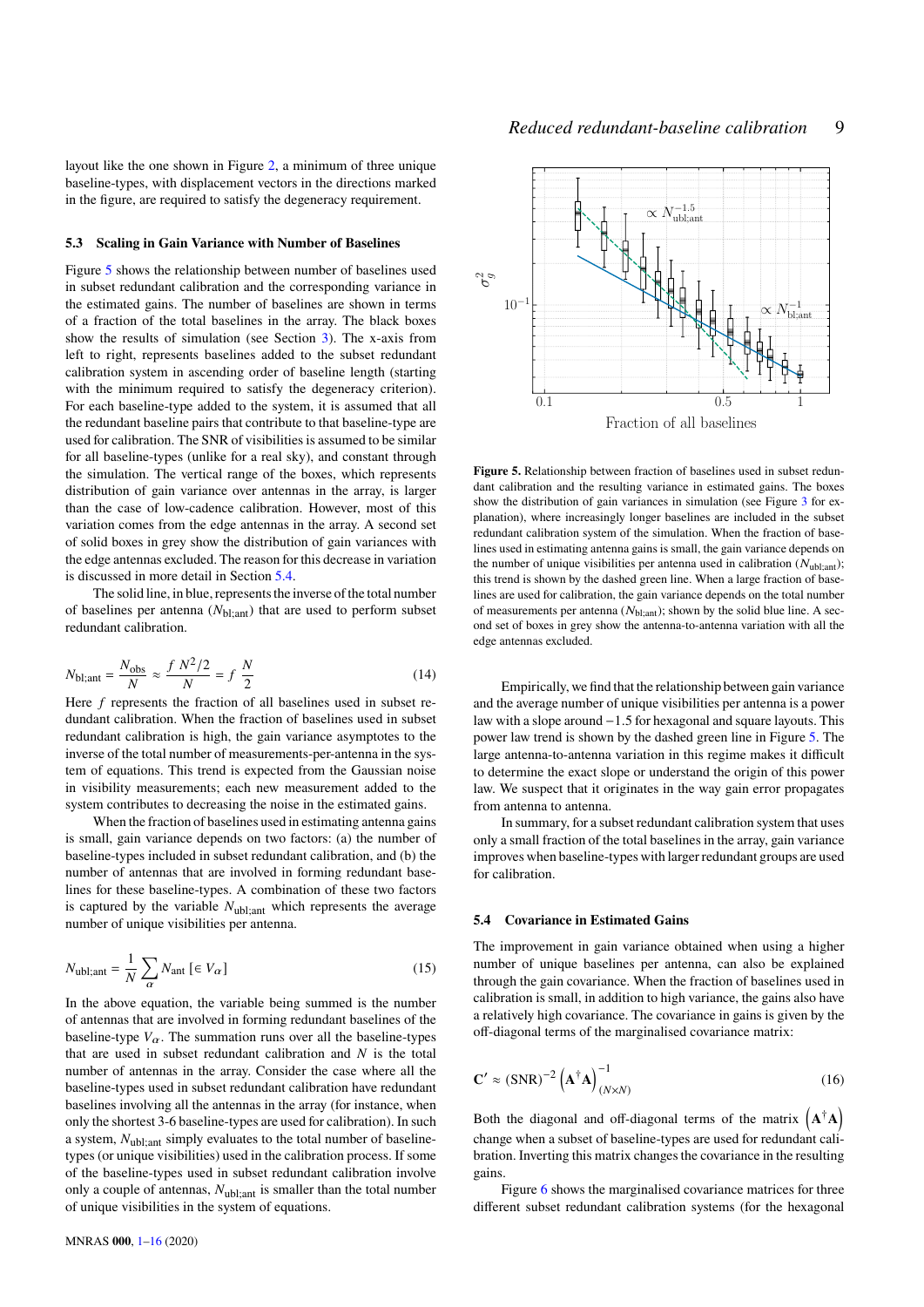layout like the one shown in Figure 2, a minimum of three unique baseline-types, with displacement vectors in the directions marked in the figure, are required to satisfy the degeneracy requirement.

### 5.3 Scaling in Gain Variance with Number of Baselines

Figure 5 shows the relationship between number of baselines used in subset redundant calibration and the corresponding variance in the estimated gains. The number of baselines are shown in terms of a fraction of the total baselines in the array. The black boxes show the results of simulation (see Section 3). The x-axis from left to right, represents baselines added to the subset redundant calibration system in ascending order of baseline length (starting with the minimum required to satisfy the degeneracy criterion). For each baseline-type added to the system, it is assumed that all the redundant baseline pairs that contribute to that baseline-type are used for calibration. The SNR of visibilities is assumed to be similar for all baseline-types (unlike for a real sky), and constant through the simulation. The vertical range of the boxes, which represents distribution of gain variance over antennas in the array, is larger than the case of low-cadence calibration. However, most of this variation comes from the edge antennas in the array. A second set of solid boxes in grey show the distribution of gain variances with the edge antennas excluded. The reason for this decrease in variation is discussed in more detail in Section 5.4.

The solid line, in blue, represents the inverse of the total number of baselines per antenna ($N_{\mathrm{bl;ant}}$) that are used to perform subset redundant calibration.

$$N_{\mathrm{bl;ant}} = \frac{N_{\mathrm{obs}}}{N} \approx \frac{f\ N^2/2}{N} = f\ \frac{N}{2} \tag{14}$$

Here $f$ represents the fraction of all baselines used in subset redundant calibration. When the fraction of baselines used in subset redundant calibration is high, the gain variance asymptotes to the inverse of the total number of measurements-per-antenna in the system of equations. This trend is expected from the Gaussian noise in visibility measurements; each new measurement added to the system contributes to decreasing the noise in the estimated gains.

When the fraction of baselines used in estimating antenna gains is small, gain variance depends on two factors: (a) the number of baseline-types included in subset redundant calibration, and (b) the number of antennas that are involved in forming redundant baselines for these baseline-types. A combination of these two factors is captured by the variable $N_{\mathrm{ubl;ant}}$ which represents the average number of unique visibilities per antenna.

$$N_{\mathrm{ubl;ant}} = \frac{1}{N} \sum_{\alpha} N_{\mathrm{ant}}\ [\in V_{\alpha}] \tag{15}$$

In the above equation, the variable being summed is the number of antennas that are involved in forming redundant baselines of the baseline-type $V_{\alpha}$. The summation runs over all the baseline-types that are used in subset redundant calibration and $N$ is the total number of antennas in the array. Consider the case where all the baseline-types used in subset redundant calibration have redundant baselines involving all the antennas in the array (for instance, when only the shortest 3-6 baseline-types are used for calibration). In such a system, $N_{\mathrm{ubl;ant}}$ simply evaluates to the total number of baseline-types (or unique visibilities) used in the calibration process. If some of the baseline-types used in subset redundant calibration involve only a couple of antennas, $N_{\mathrm{ubl;ant}}$ is smaller than the total number of unique visibilities in the system of equations.

**Figure 5.** Relationship between fraction of baselines used in subset redundant calibration and the resulting variance in estimated gains. The boxes show the distribution of gain variances in simulation (see Figure 3 for explanation), where increasingly longer baselines are included in the subset redundant calibration system of the simulation. When the fraction of baselines used in estimating antenna gains is small, the gain variance depends on the number of unique visibilities per antenna used in calibration ($N_{\mathrm{ubl;ant}}$); this trend is shown by the dashed green line. When a large fraction of baselines are used for calibration, the gain variance depends on the total number of measurements per antenna ($N_{\mathrm{bl;ant}}$); shown by the solid blue line. A second set of boxes in grey show the antenna-to-antenna variation with all the edge antennas excluded.

Empirically, we find that the relationship between gain variance and the average number of unique visibilities per antenna is a power law with a slope around $-1.5$ for hexagonal and square layouts. This power law trend is shown by the dashed green line in Figure 5. The large antenna-to-antenna variation in this regime makes it difficult to determine the exact slope or understand the origin of this power law. We suspect that it originates in the way gain error propagates from antenna to antenna.

In summary, for a subset redundant calibration system that uses only a small fraction of the total baselines in the array, gain variance improves when baseline-types with larger redundant groups are used for calibration.

### 5.4 Covariance in Estimated Gains

The improvement in gain variance obtained when using a higher number of unique baselines per antenna, can also be explained through the gain covariance. When the fraction of baselines used in calibration is small, in addition to high variance, the gains also have a relatively high covariance. The covariance in gains is given by the off-diagonal terms of the marginalised covariance matrix:

$$\mathbf{C}' \approx (\mathrm{SNR})^{-2} \left(\mathbf{A}^{\dagger}\mathbf{A}\right)^{-1}_{(N\times N)} \tag{16}$$

Both the diagonal and off-diagonal terms of the matrix $\left(\mathbf{A}^{\dagger}\mathbf{A}\right)$ change when a subset of baseline-types are used for redundant calibration. Inverting this matrix changes the covariance in the resulting gains.

Figure 6 shows the marginalised covariance matrices for three different subset redundant calibration systems (for the hexagonal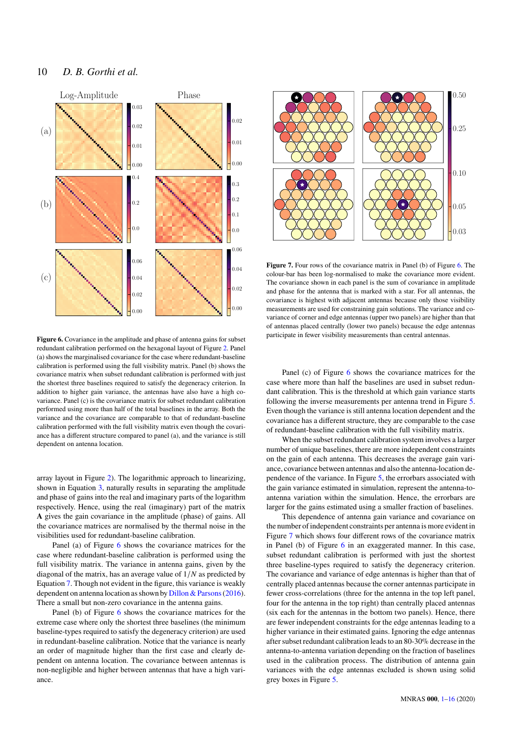Figure 6. Covariance in the amplitude and phase of antenna gains for subset redundant calibration performed on the hexagonal layout of Figure 2. Panel (a) shows the marginalised covariance for the case where redundant-baseline calibration is performed using the full visibility matrix. Panel (b) shows the covariance matrix when subset redundant calibration is performed with just the shortest three baselines required to satisfy the degeneracy criterion. In addition to higher gain variance, the antennas have also have a high covariance. Panel (c) is the covariance matrix for subset redundant calibration performed using more than half of the total baselines in the array. Both the variance and the covariance are comparable to that of redundant-baseline calibration performed with the full visibility matrix even though the covariance has a different structure compared to panel (a), and the variance is still dependent on antenna location.

Figure 7. Four rows of the covariance matrix in Panel (b) of Figure 6. The colour-bar has been log-normalised to make the covariance more evident. The covariance shown in each panel is the sum of covariance in amplitude and phase for the antenna that is marked with a star. For all antennas, the covariance is highest with adjacent antennas because only those visibility measurements are used for constraining gain solutions. The variance and covariance of corner and edge antennas (upper two panels) are higher than that of antennas placed centrally (lower two panels) because the edge antennas participate in fewer visibility measurements than central antennas.

array layout in Figure 2). The logarithmic approach to linearizing, shown in Equation 3, naturally results in separating the amplitude and phase of gains into the real and imaginary parts of the logarithm respectively. Hence, using the real (imaginary) part of the matrix **A** gives the gain covariance in the amplitude (phase) of gains. All the covariance matrices are normalised by the thermal noise in the visibilities used for redundant-baseline calibration.

Panel (a) of Figure 6 shows the covariance matrices for the case where redundant-baseline calibration is performed using the full visibility matrix. The variance in antenna gains, given by the diagonal of the matrix, has an average value of $1/N$ as predicted by Equation 7. Though not evident in the figure, this variance is weakly dependent on antenna location as shown by Dillon & Parsons (2016). There a small but non-zero covariance in the antenna gains.

Panel (b) of Figure 6 shows the covariance matrices for the extreme case where only the shortest three baselines (the minimum baseline-types required to satisfy the degeneracy criterion) are used in redundant-baseline calibration. Notice that the variance is nearly an order of magnitude higher than the first case and clearly dependent on antenna location. The covariance between antennas is non-negligible and higher between antennas that have a high variance.

Panel (c) of Figure 6 shows the covariance matrices for the case where more than half of the baselines are used in subset redundant calibration. This is the threshold at which gain variance starts following the inverse measurements per antenna trend in Figure 5. Even though the variance is still antenna location dependent and the covariance has a different structure, they are comparable to the case of redundant-baseline calibration with the full visibility matrix.

When the subset redundant calibration system involves a larger number of unique baselines, there are more independent constraints on the gain of each antenna. This decreases the average gain variance, covariance between antennas and also the antenna-location dependence of the variance. In Figure 5, the errorbars associated with the gain variance estimated in simulation, represent the antenna-to-antenna variation within the simulation. Hence, the errorbars are larger for the gains estimated using a smaller fraction of baselines.

This dependence of antenna gain variance and covariance on the number of independent constraints per antenna is more evident in Figure 7 which shows four different rows of the covariance matrix in Panel (b) of Figure 6 in an exaggerated manner. In this case, subset redundant calibration is performed with just the shortest three baseline-types required to satisfy the degeneracy criterion. The covariance and variance of edge antennas is higher than that of centrally placed antennas because the corner antennas participate in fewer cross-correlations (three for the antenna in the top left panel, four for the antenna in the top right) than centrally placed antennas (six each for the antennas in the bottom two panels). Hence, there are fewer independent constraints for the edge antennas leading to a higher variance in their estimated gains. Ignoring the edge antennas after subset redundant calibration leads to an 80-30% decrease in the antenna-to-antenna variation depending on the fraction of baselines used in the calibration process. The distribution of antenna gain variances with the edge antennas excluded is shown using solid grey boxes in Figure 5.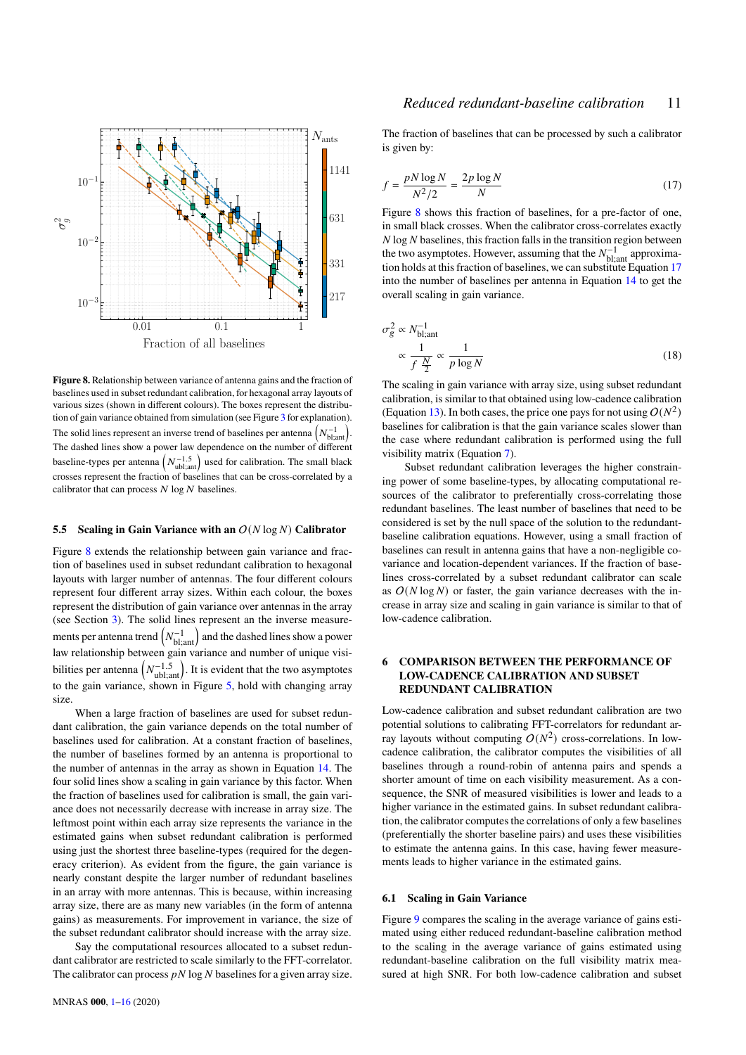Figure 8. Relationship between variance of antenna gains and the fraction of baselines used in subset redundant calibration, for hexagonal array layouts of various sizes (shown in different colours). The boxes represent the distribution of gain variance obtained from simulation (see Figure 3 for explanation). The solid lines represent an inverse trend of baselines per antenna $\left(N_{\mathrm{bl;ant}}^{-1}\right)$. The dashed lines show a power law dependence on the number of different baseline-types per antenna $\left(N_{\mathrm{ubl;ant}}^{-1.5}\right)$ used for calibration. The small black crosses represent the fraction of baselines that can be cross-correlated by a calibrator that can process $N \log N$ baselines.

### 5.5 Scaling in Gain Variance with an $O(N \log N)$ Calibrator

Figure 8 extends the relationship between gain variance and fraction of baselines used in subset redundant calibration to hexagonal layouts with larger number of antennas. The four different colours represent four different array sizes. Within each colour, the boxes represent the distribution of gain variance over antennas in the array (see Section 3). The solid lines represent an the inverse measurements per antenna trend $\left(N_{\mathrm{bl;ant}}^{-1}\right)$ and the dashed lines show a power law relationship between gain variance and number of unique visibilities per antenna $\left(N_{\mathrm{ubl;ant}}^{-1.5}\right)$. It is evident that the two asymptotes to the gain variance, shown in Figure 5, hold with changing array size.

When a large fraction of baselines are used for subset redundant calibration, the gain variance depends on the total number of baselines used for calibration. At a constant fraction of baselines, the number of baselines formed by an antenna is proportional to the number of antennas in the array as shown in Equation 14. The four solid lines show a scaling in gain variance by this factor. When the fraction of baselines used for calibration is small, the gain variance does not necessarily decrease with increase in array size. The leftmost point within each array size represents the variance in the estimated gains when subset redundant calibration is performed using just the shortest three baseline-types (required for the degeneracy criterion). As evident from the figure, the gain variance is nearly constant despite the larger number of redundant baselines in an array with more antennas. This is because, within increasing array size, there are as many new variables (in the form of antenna gains) as measurements. For improvement in variance, the size of the subset redundant calibrator should increase with the array size.

Say the computational resources allocated to a subset redundant calibrator are restricted to scale similarly to the FFT-correlator. The calibrator can process $pN \log N$ baselines for a given array size. The fraction of baselines that can be processed by such a calibrator is given by:

$$f = \frac{pN \log N}{N^2/2} = \frac{2p \log N}{N} \tag{17}$$

Figure 8 shows this fraction of baselines, for a pre-factor of one, in small black crosses. When the calibrator cross-correlates exactly $N \log N$ baselines, this fraction falls in the transition region between the two asymptotes. However, assuming that the $N_{\mathrm{bl;ant}}^{-1}$ approximation holds at this fraction of baselines, we can substitute Equation 17 into the number of baselines per antenna in Equation 14 to get the overall scaling in gain variance.

$$\begin{aligned} \sigma_g^2 &\propto N_{\mathrm{bl;ant}}^{-1} \\ &\propto \frac{1}{f\ \frac{N}{2}} \propto \frac{1}{p \log N} \end{aligned} \tag{18}$$

The scaling in gain variance with array size, using subset redundant calibration, is similar to that obtained using low-cadence calibration (Equation 13). In both cases, the price one pays for not using $O(N^2)$ baselines for calibration is that the gain variance scales slower than the case where redundant calibration is performed using the full visibility matrix (Equation 7).

Subset redundant calibration leverages the higher constraining power of some baseline-types, by allocating computational resources of the calibrator to preferentially cross-correlating those redundant baselines. The least number of baselines that need to be considered is set by the null space of the solution to the redundant-baseline calibration equations. However, using a small fraction of baselines can result in antenna gains that have a non-negligible covariance and location-dependent variances. If the fraction of baselines cross-correlated by a subset redundant calibrator can scale as $O(N \log N)$ or faster, the gain variance decreases with the increase in array size and scaling in gain variance is similar to that of low-cadence calibration.

## 6 COMPARISON BETWEEN THE PERFORMANCE OF LOW-CADENCE CALIBRATION AND SUBSET REDUNDANT CALIBRATION

Low-cadence calibration and subset redundant calibration are two potential solutions to calibrating FFT-correlators for redundant array layouts without computing $O(N^2)$ cross-correlations. In low-cadence calibration, the calibrator computes the visibilities of all baselines through a round-robin of antenna pairs and spends a shorter amount of time on each visibility measurement. As a consequence, the SNR of measured visibilities is lower and leads to a higher variance in the estimated gains. In subset redundant calibration, the calibrator computes the correlations of only a few baselines (preferentially the shorter baseline pairs) and uses these visibilities to estimate the antenna gains. In this case, having fewer measurements leads to higher variance in the estimated gains.

### 6.1 Scaling in Gain Variance

Figure 9 compares the scaling in the average variance of gains estimated using either reduced redundant-baseline calibration method to the scaling in the average variance of gains estimated using redundant-baseline calibration on the full visibility matrix measured at high SNR. For both low-cadence calibration and subset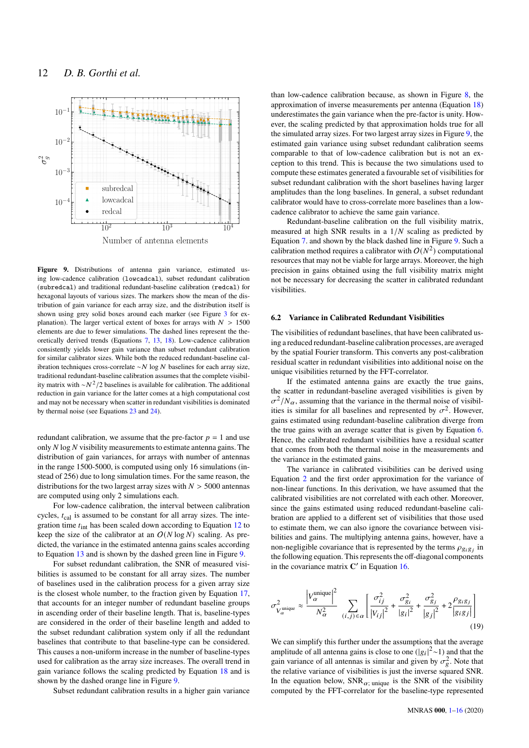**Figure 9.** Distributions of antenna gain variance, estimated using low-cadence calibration (`lowcadcal`), subset redundant calibration (`subredcal`) and traditional redundant-baseline calibration (`redcal`) for hexagonal layouts of various sizes. The markers show the mean of the distribution of gain variance for each array size, and the distribution itself is shown using grey solid boxes around each marker (see Figure 3 for explanation). The larger vertical extent of boxes for arrays with $N > 1500$ elements are due to fewer simulations. The dashed lines represent the theoretically derived trends (Equations 7, 13, 18). Low-cadence calibration consistently yields lower gain variance than subset redundant calibration for similar calibrator sizes. While both the reduced redundant-baseline calibration techniques cross-correlate $\sim N \log N$ baselines for each array size, traditional redundant-baseline calibration assumes that the complete visibility matrix with $\sim N^2/2$ baselines is available for calibration. The additional reduction in gain variance for the latter comes at a high computational cost and may not be necessary when scatter in redundant visibilities is dominated by thermal noise (see Equations 23 and 24).

redundant calibration, we assume that the pre-factor $p = 1$ and use only $N \log N$ visibility measurements to estimate antenna gains. The distribution of gain variances, for arrays with number of antennas in the range 1500-5000, is computed using only 16 simulations (instead of 256) due to long simulation times. For the same reason, the distributions for the two largest array sizes with $N > 5000$ antennas are computed using only 2 simulations each.

For low-cadence calibration, the interval between calibration cycles, $t_{\rm cal}$ is assumed to be constant for all array sizes. The integration time $t_{\rm int}$ has been scaled down according to Equation 12 to keep the size of the calibrator at an $O(N \log N)$ scaling. As predicted, the variance in the estimated antenna gains scales according to Equation 13 and is shown by the dashed green line in Figure 9.

For subset redundant calibration, the SNR of measured visibilities is assumed to be constant for all array sizes. The number of baselines used in the calibration process for a given array size is the closest whole number, to the fraction given by Equation 17, that accounts for an integer number of redundant baseline groups in ascending order of their baseline length. That is, baseline-types are considered in the order of their baseline length and added to the subset redundant calibration system only if all the redundant baselines that contribute to that baseline-type can be considered. This causes a non-uniform increase in the number of baseline-types used for calibration as the array size increases. The overall trend in gain variance follows the scaling predicted by Equation 18 and is shown by the dashed orange line in Figure 9.

Subset redundant calibration results in a higher gain variance than low-cadence calibration because, as shown in Figure 8, the approximation of inverse measurements per antenna (Equation 18) underestimates the gain variance when the pre-factor is unity. However, the scaling predicted by that approximation holds true for all the simulated array sizes. For two largest array sizes in Figure 9, the estimated gain variance using subset redundant calibration seems comparable to that of low-cadence calibration but is not an exception to this trend. This is because the two simulations used to compute these estimates generated a favourable set of visibilities for subset redundant calibration with the short baselines having larger amplitudes than the long baselines. In general, a subset redundant calibrator would have to cross-correlate more baselines than a low-cadence calibrator to achieve the same gain variance.

Redundant-baseline calibration on the full visibility matrix, measured at high SNR results in a $1/N$ scaling as predicted by Equation 7. and shown by the black dashed line in Figure 9. Such a calibration method requires a calibrator with $O(N^2)$ computational resources that may not be viable for large arrays. Moreover, the high precision in gains obtained using the full visibility matrix might not be necessary for decreasing the scatter in calibrated redundant visibilities.

### 6.2 Variance in Calibrated Redundant Visibilities

The visibilities of redundant baselines, that have been calibrated using a reduced redundant-baseline calibration processes, are averaged by the spatial Fourier transform. This converts any post-calibration residual scatter in redundant visibilities into additional noise on the unique visibilities returned by the FFT-correlator.

If the estimated antenna gains are exactly the true gains, the scatter in redundant-baseline averaged visibilities is given by $\sigma^2/N_\alpha$, assuming that the variance in the thermal noise of visibilities is similar for all baselines and represented by $\sigma^2$. However, gains estimated using redundant-baseline calibration diverge from the true gains with an average scatter that is given by Equation 6. Hence, the calibrated redundant visibilities have a residual scatter that comes from both the thermal noise in the measurements and the variance in the estimated gains.

The variance in calibrated visibilities can be derived using Equation 2 and the first order approximation for the variance of non-linear functions. In this derivation, we have assumed that the calibrated visibilities are not correlated with each other. Moreover, since the gains estimated using reduced redundant-baseline calibration are applied to a different set of visibilities that those used to estimate them, we can also ignore the covariance between visibilities and gains. The multiplying antenna gains, however, have a non-negligible covariance that is represented by the terms $\rho_{g_i g_j}$ in the following equation. This represents the off-diagonal components in the covariance matrix $\mathbf{C}'$ in Equation 16.

$$
\sigma^2_{V_\alpha^{\rm unique}} \approx \frac{\left|V_\alpha^{\rm unique}\right|^2}{N_\alpha^2} \sum_{(i,j)\in\alpha} \left[ \frac{\sigma_{ij}^2}{|V_{ij}|^2} + \frac{\sigma_{g_i}^2}{|g_i|^2} + \frac{\sigma_{g_j}^2}{|g_j|^2} + 2\frac{\rho_{g_i g_j}}{|g_i g_j|} \right] \tag{19}
$$

We can simplify this further under the assumptions that the average amplitude of all antenna gains is close to one ($|g_i|^2 \sim 1$) and that the gain variance of all antennas is similar and given by $\sigma_g^2$. Note that the relative variance of visibilities is just the inverse squared SNR. In the equation below, $\mathrm{SNR}_{\alpha;\,\rm unique}$ is the SNR of the visibility computed by the FFT-correlator for the baseline-type represented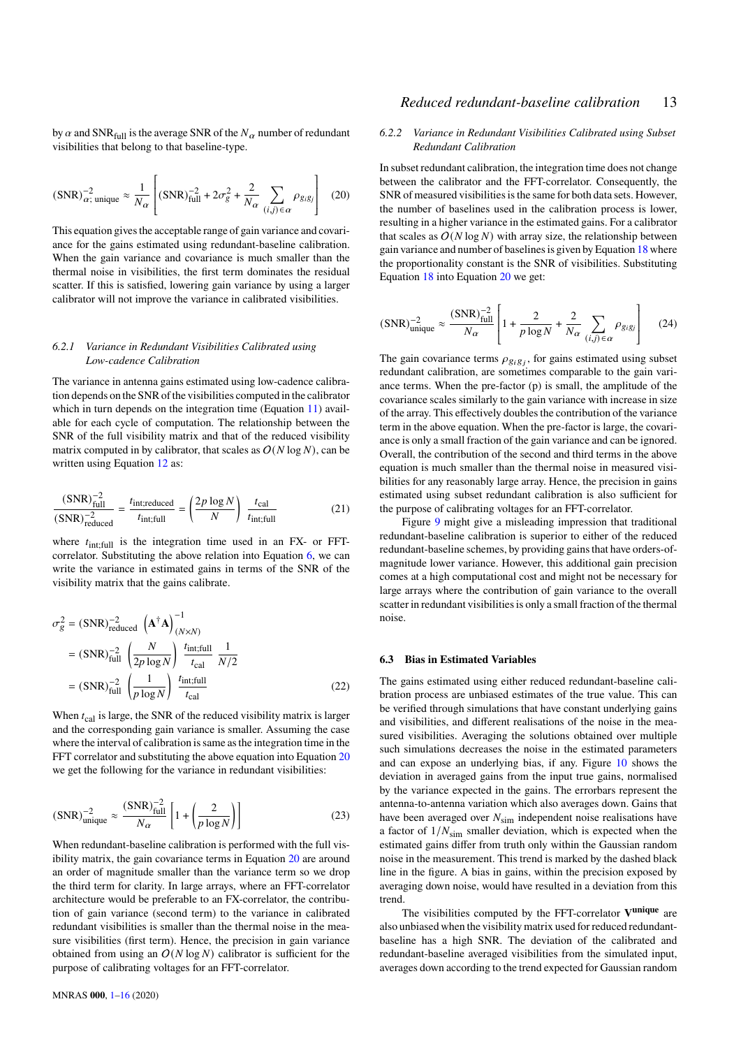by $\alpha$ and $\text{SNR}_{\text{full}}$ is the average SNR of the $N_\alpha$ number of redundant visibilities that belong to that baseline-type.

$$(\text{SNR})^{-2}_{\alpha;\,\text{unique}} \approx \frac{1}{N_\alpha}\left[(\text{SNR})^{-2}_{\text{full}} + 2\sigma_g^2 + \frac{2}{N_\alpha}\sum_{(i,j)\in\alpha}\rho_{g_i g_j}\right] \quad (20)$$

This equation gives the acceptable range of gain variance and covariance for the gains estimated using redundant-baseline calibration. When the gain variance and covariance is much smaller than the thermal noise in visibilities, the first term dominates the residual scatter. If this is satisfied, lowering gain variance by using a larger calibrator will not improve the variance in calibrated visibilities.

#### 6.2.1 Variance in Redundant Visibilities Calibrated using Low-cadence Calibration

The variance in antenna gains estimated using low-cadence calibration depends on the SNR of the visibilities computed in the calibrator which in turn depends on the integration time (Equation 11) available for each cycle of computation. The relationship between the SNR of the full visibility matrix and that of the reduced visibility matrix computed in by calibrator, that scales as $O(N\log N)$, can be written using Equation 12 as:

$$\frac{(\text{SNR})^{-2}_{\text{full}}}{(\text{SNR})^{-2}_{\text{reduced}}} = \frac{t_{\text{int;reduced}}}{t_{\text{int;full}}} = \left(\frac{2p\log N}{N}\right)\frac{t_{\text{cal}}}{t_{\text{int;full}}} \quad (21)$$

where $t_{\text{int;full}}$ is the integration time used in an FX- or FFT-correlator. Substituting the above relation into Equation 6, we can write the variance in estimated gains in terms of the SNR of the visibility matrix that the gains calibrate.

$$\begin{aligned}
\sigma_g^2 &= (\text{SNR})^{-2}_{\text{reduced}}\left(\mathbf{A}^\dagger\mathbf{A}\right)^{-1}_{(N\times N)} \\
&= (\text{SNR})^{-2}_{\text{full}}\left(\frac{N}{2p\log N}\right)\frac{t_{\text{int;full}}}{t_{\text{cal}}}\frac{1}{N/2} \\
&= (\text{SNR})^{-2}_{\text{full}}\left(\frac{1}{p\log N}\right)\frac{t_{\text{int;full}}}{t_{\text{cal}}}
\end{aligned} \quad (22)$$

When $t_{\text{cal}}$ is large, the SNR of the reduced visibility matrix is larger and the corresponding gain variance is smaller. Assuming the case where the interval of calibration is same as the integration time in the FFT correlator and substituting the above equation into Equation 20 we get the following for the variance in redundant visibilities:

$$(\text{SNR})^{-2}_{\text{unique}} \approx \frac{(\text{SNR})^{-2}_{\text{full}}}{N_\alpha}\left[1 + \left(\frac{2}{p\log N}\right)\right] \quad (23)$$

When redundant-baseline calibration is performed with the full visibility matrix, the gain covariance terms in Equation 20 are around an order of magnitude smaller than the variance term so we drop the third term for clarity. In large arrays, where an FFT-correlator architecture would be preferable to an FX-correlator, the contribution of gain variance (second term) to the variance in calibrated redundant visibilities is smaller than the thermal noise in the measure visibilities (first term). Hence, the precision in gain variance obtained from using an $O(N\log N)$ calibrator is sufficient for the purpose of calibrating voltages for an FFT-correlator.

#### 6.2.2 Variance in Redundant Visibilities Calibrated using Subset Redundant Calibration

In subset redundant calibration, the integration time does not change between the calibrator and the FFT-correlator. Consequently, the SNR of measured visibilities is the same for both data sets. However, the number of baselines used in the calibration process is lower, resulting in a higher variance in the estimated gains. For a calibrator that scales as $O(N\log N)$ with array size, the relationship between gain variance and number of baselines is given by Equation 18 where the proportionality constant is the SNR of visibilities. Substituting Equation 18 into Equation 20 we get:

$$(\text{SNR})^{-2}_{\text{unique}} \approx \frac{(\text{SNR})^{-2}_{\text{full}}}{N_\alpha}\left[1 + \frac{2}{p\log N} + \frac{2}{N_\alpha}\sum_{(i,j)\in\alpha}\rho_{g_i g_j}\right] \quad (24)$$

The gain covariance terms $\rho_{g_i g_j}$, for gains estimated using subset redundant calibration, are sometimes comparable to the gain variance terms. When the pre-factor (p) is small, the amplitude of the covariance scales similarly to the gain variance with increase in size of the array. This effectively doubles the contribution of the variance term in the above equation. When the pre-factor is large, the covariance is only a small fraction of the gain variance and can be ignored. Overall, the contribution of the second and third terms in the above equation is much smaller than the thermal noise in measured visibilities for any reasonably large array. Hence, the precision in gains estimated using subset redundant calibration is also sufficient for the purpose of calibrating voltages for an FFT-correlator.

Figure 9 might give a misleading impression that traditional redundant-baseline calibration is superior to either of the reduced redundant-baseline schemes, by providing gains that have orders-of-magnitude lower variance. However, this additional gain precision comes at a high computational cost and might not be necessary for large arrays where the contribution of gain variance to the overall scatter in redundant visibilities is only a small fraction of the thermal noise.

### 6.3 Bias in Estimated Variables

The gains estimated using either reduced redundant-baseline calibration process are unbiased estimates of the true value. This can be verified through simulations that have constant underlying gains and visibilities, and different realisations of the noise in the measured visibilities. Averaging the solutions obtained over multiple such simulations decreases the noise in the estimated parameters and can expose an underlying bias, if any. Figure 10 shows the deviation in averaged gains from the input true gains, normalised by the variance expected in the gains. The errorbars represent the antenna-to-antenna variation which also averages down. Gains that have been averaged over $N_{\text{sim}}$ independent noise realisations have a factor of $1/N_{\text{sim}}$ smaller deviation, which is expected when the estimated gains differ from truth only within the Gaussian random noise in the measurement. This trend is marked by the dashed black line in the figure. A bias in gains, within the precision exposed by averaging down noise, would have resulted in a deviation from this trend.

The visibilities computed by the FFT-correlator $\mathbf{V}^{\mathbf{unique}}$ are also unbiased when the visibility matrix used for reduced redundant-baseline has a high SNR. The deviation of the calibrated and redundant-baseline averaged visibilities from the simulated input, averages down according to the trend expected for Gaussian random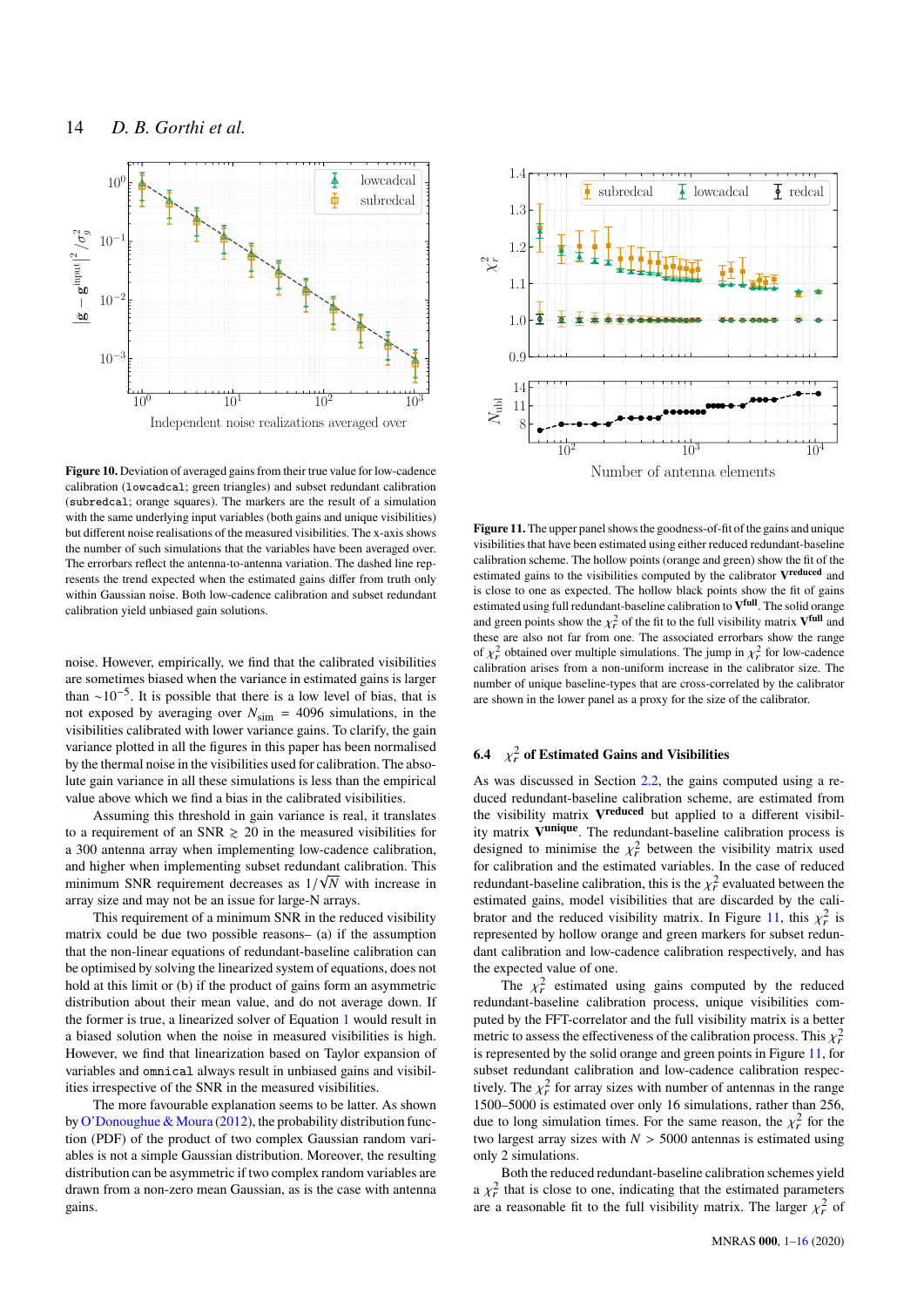**Figure 10.** Deviation of averaged gains from their true value for low-cadence calibration (`lowcadcal`; green triangles) and subset redundant calibration (`subredcal`; orange squares). The markers are the result of a simulation with the same underlying input variables (both gains and unique visibilities) but different noise realisations of the measured visibilities. The x-axis shows the number of such simulations that the variables have been averaged over. The errorbars reflect the antenna-to-antenna variation. The dashed line represents the trend expected when the estimated gains differ from truth only within Gaussian noise. Both low-cadence calibration and subset redundant calibration yield unbiased gain solutions.

noise. However, empirically, we find that the calibrated visibilities are sometimes biased when the variance in estimated gains is larger than $\sim 10^{-5}$. It is possible that there is a low level of bias, that is not exposed by averaging over $N_{\rm sim} = 4096$ simulations, in the visibilities calibrated with lower variance gains. To clarify, the gain variance plotted in all the figures in this paper has been normalised by the thermal noise in the visibilities used for calibration. The absolute gain variance in all these simulations is less than the empirical value above which we find a bias in the calibrated visibilities.

Assuming this threshold in gain variance is real, it translates to a requirement of an SNR $\gtrsim 20$ in the measured visibilities for a 300 antenna array when implementing low-cadence calibration, and higher when implementing subset redundant calibration. This minimum SNR requirement decreases as $1/\sqrt{N}$ with increase in array size and may not be an issue for large-N arrays.

This requirement of a minimum SNR in the reduced visibility matrix could be due two possible reasons– (a) if the assumption that the non-linear equations of redundant-baseline calibration can be optimised by solving the linearized system of equations, does not hold at this limit or (b) if the product of gains form an asymmetric distribution about their mean value, and do not average down. If the former is true, a linearized solver of Equation 1 would result in a biased solution when the noise in measured visibilities is high. However, we find that linearization based on Taylor expansion of variables and `omnical` always result in unbiased gains and visibilities irrespective of the SNR in the measured visibilities.

The more favourable explanation seems to be latter. As shown by O'Donoughue & Moura (2012), the probability distribution function (PDF) of the product of two complex Gaussian random variables is not a simple Gaussian distribution. Moreover, the resulting distribution can be asymmetric if two complex random variables are drawn from a non-zero mean Gaussian, as is the case with antenna gains.

**Figure 11.** The upper panel shows the goodness-of-fit of the gains and unique visibilities that have been estimated using either reduced redundant-baseline calibration scheme. The hollow points (orange and green) show the fit of the estimated gains to the visibilities computed by the calibrator $\mathbf{V}^{\mathbf{reduced}}$ and is close to one as expected. The hollow black points show the fit of gains estimated using full redundant-baseline calibration to $\mathbf{V}^{\mathbf{full}}$. The solid orange and green points show the $\chi_r^2$ of the fit to the full visibility matrix $\mathbf{V}^{\mathbf{full}}$ and these are also not far from one. The associated errorbars show the range of $\chi_r^2$ obtained over multiple simulations. The jump in $\chi_r^2$ for low-cadence calibration arises from a non-uniform increase in the calibrator size. The number of unique baseline-types that are cross-correlated by the calibrator are shown in the lower panel as a proxy for the size of the calibrator.

### 6.4 $\chi_r^2$ of Estimated Gains and Visibilities

As was discussed in Section 2.2, the gains computed using a reduced redundant-baseline calibration scheme, are estimated from the visibility matrix $\mathbf{V}^{\mathbf{reduced}}$ but applied to a different visibility matrix $\mathbf{V}^{\mathbf{unique}}$. The redundant-baseline calibration process is designed to minimise the $\chi_r^2$ between the visibility matrix used for calibration and the estimated variables. In the case of reduced redundant-baseline calibration, this is the $\chi_r^2$ evaluated between the estimated gains, model visibilities that are discarded by the calibrator and the reduced visibility matrix. In Figure 11, this $\chi_r^2$ is represented by hollow orange and green markers for subset redundant calibration and low-cadence calibration respectively, and has the expected value of one.

The $\chi_r^2$ estimated using gains computed by the reduced redundant-baseline calibration process, unique visibilities computed by the FFT-correlator and the full visibility matrix is a better metric to assess the effectiveness of the calibration process. This $\chi_r^2$ is represented by the solid orange and green points in Figure 11, for subset redundant calibration and low-cadence calibration respectively. The $\chi_r^2$ for array sizes with number of antennas in the range 1500–5000 is estimated over only 16 simulations, rather than 256, due to long simulation times. For the same reason, the $\chi_r^2$ for the two largest array sizes with $N > 5000$ antennas is estimated using only 2 simulations.

Both the reduced redundant-baseline calibration schemes yield a $\chi_r^2$ that is close to one, indicating that the estimated parameters are a reasonable fit to the full visibility matrix. The larger $\chi_r^2$ of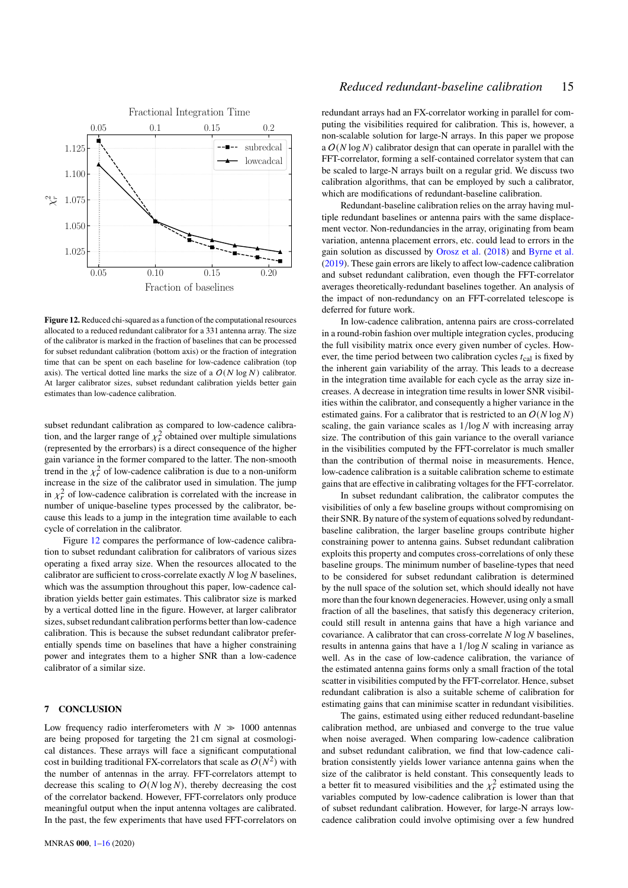Figure 12. Reduced chi-squared as a function of the computational resources allocated to a reduced redundant calibrator for a 331 antenna array. The size of the calibrator is marked in the fraction of baselines that can be processed for subset redundant calibration (bottom axis) or the fraction of integration time that can be spent on each baseline for low-cadence calibration (top axis). The vertical dotted line marks the size of a $O(N \log N)$ calibrator. At larger calibrator sizes, subset redundant calibration yields better gain estimates than low-cadence calibration.

subset redundant calibration as compared to low-cadence calibration, and the larger range of $\chi_r^2$ obtained over multiple simulations (represented by the errorbars) is a direct consequence of the higher gain variance in the former compared to the latter. The non-smooth trend in the $\chi_r^2$ of low-cadence calibration is due to a non-uniform increase in the size of the calibrator used in simulation. The jump in $\chi_r^2$ of low-cadence calibration is correlated with the increase in number of unique-baseline types processed by the calibrator, because this leads to a jump in the integration time available to each cycle of correlation in the calibrator.

Figure 12 compares the performance of low-cadence calibration to subset redundant calibration for calibrators of various sizes operating a fixed array size. When the resources allocated to the calibrator are sufficient to cross-correlate exactly $N \log N$ baselines, which was the assumption throughout this paper, low-cadence calibration yields better gain estimates. This calibrator size is marked by a vertical dotted line in the figure. However, at larger calibrator sizes, subset redundant calibration performs better than low-cadence calibration. This is because the subset redundant calibrator preferentially spends time on baselines that have a higher constraining power and integrates them to a higher SNR than a low-cadence calibrator of a similar size.

## 7 CONCLUSION

Low frequency radio interferometers with $N \gg 1000$ antennas are being proposed for targeting the 21 cm signal at cosmological distances. These arrays will face a significant computational cost in building traditional FX-correlators that scale as $O(N^2)$ with the number of antennas in the array. FFT-correlators attempt to decrease this scaling to $O(N \log N)$, thereby decreasing the cost of the correlator backend. However, FFT-correlators only produce meaningful output when the input antenna voltages are calibrated. In the past, the few experiments that have used FFT-correlators on redundant arrays had an FX-correlator working in parallel for computing the visibilities required for calibration. This is, however, a non-scalable solution for large-N arrays. In this paper we propose a $O(N \log N)$ calibrator design that can operate in parallel with the FFT-correlator, forming a self-contained correlator system that can be scaled to large-N arrays built on a regular grid. We discuss two calibration algorithms, that can be employed by such a calibrator, which are modifications of redundant-baseline calibration.

Redundant-baseline calibration relies on the array having multiple redundant baselines or antenna pairs with the same displacement vector. Non-redundancies in the array, originating from beam variation, antenna placement errors, etc. could lead to errors in the gain solution as discussed by Orosz et al. (2018) and Byrne et al. (2019). These gain errors are likely to affect low-cadence calibration and subset redundant calibration, even though the FFT-correlator averages theoretically-redundant baselines together. An analysis of the impact of non-redundancy on an FFT-correlated telescope is deferred for future work.

In low-cadence calibration, antenna pairs are cross-correlated in a round-robin fashion over multiple integration cycles, producing the full visibility matrix once every given number of cycles. However, the time period between two calibration cycles $t_{\rm cal}$ is fixed by the inherent gain variability of the array. This leads to a decrease in the integration time available for each cycle as the array size increases. A decrease in integration time results in lower SNR visibilities within the calibrator, and consequently a higher variance in the estimated gains. For a calibrator that is restricted to an $O(N \log N)$ scaling, the gain variance scales as $1/\log N$ with increasing array size. The contribution of this gain variance to the overall variance in the visibilities computed by the FFT-correlator is much smaller than the contribution of thermal noise in measurements. Hence, low-cadence calibration is a suitable calibration scheme to estimate gains that are effective in calibrating voltages for the FFT-correlator.

In subset redundant calibration, the calibrator computes the visibilities of only a few baseline groups without compromising on their SNR. By nature of the system of equations solved by redundant-baseline calibration, the larger baseline groups contribute higher constraining power to antenna gains. Subset redundant calibration exploits this property and computes cross-correlations of only these baseline groups. The minimum number of baseline-types that need to be considered for subset redundant calibration is determined by the null space of the solution set, which should ideally not have more than the four known degeneracies. However, using only a small fraction of all the baselines, that satisfy this degeneracy criterion, could still result in antenna gains that have a high variance and covariance. A calibrator that can cross-correlate $N \log N$ baselines, results in antenna gains that have a $1/\log N$ scaling in variance as well. As in the case of low-cadence calibration, the variance of the estimated antenna gains forms only a small fraction of the total scatter in visibilities computed by the FFT-correlator. Hence, subset redundant calibration is also a suitable scheme of calibration for estimating gains that can minimise scatter in redundant visibilities.

The gains, estimated using either reduced redundant-baseline calibration method, are unbiased and converge to the true value when noise averaged. When comparing low-cadence calibration and subset redundant calibration, we find that low-cadence calibration consistently yields lower variance antenna gains when the size of the calibrator is held constant. This consequently leads to a better fit to measured visibilities and the $\chi_r^2$ estimated using the variables computed by low-cadence calibration is lower than that of subset redundant calibration. However, for large-N arrays low-cadence calibration could involve optimising over a few hundred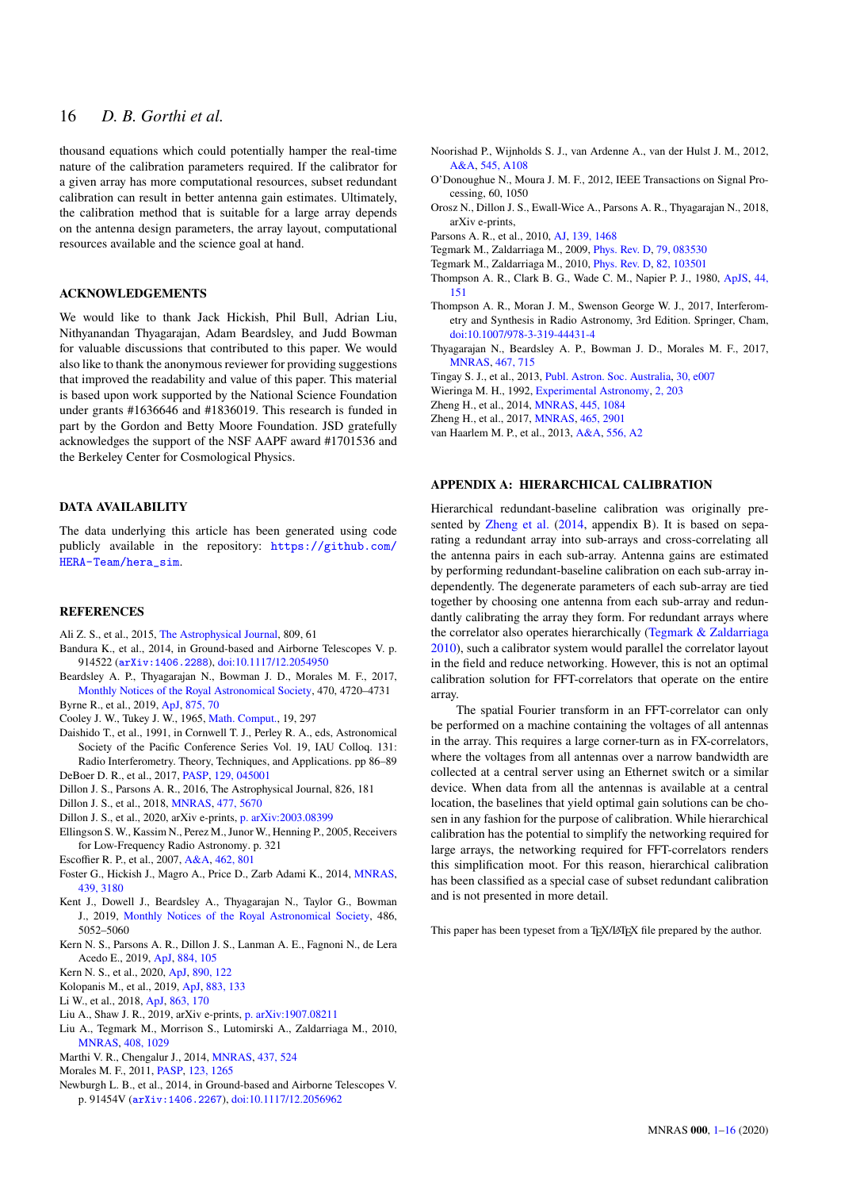thousand equations which could potentially hamper the real-time nature of the calibration parameters required. If the calibrator for a given array has more computational resources, subset redundant calibration can result in better antenna gain estimates. Ultimately, the calibration method that is suitable for a large array depends on the antenna design parameters, the array layout, computational resources available and the science goal at hand.

## ACKNOWLEDGEMENTS

We would like to thank Jack Hickish, Phil Bull, Adrian Liu, Nithyanandan Thyagarajan, Adam Beardsley, and Judd Bowman for valuable discussions that contributed to this paper. We would also like to thank the anonymous reviewer for providing suggestions that improved the readability and value of this paper. This material is based upon work supported by the National Science Foundation under grants #1636646 and #1836019. This research is funded in part by the Gordon and Betty Moore Foundation. JSD gratefully acknowledges the support of the NSF AAPF award #1701536 and the Berkeley Center for Cosmological Physics.

## DATA AVAILABILITY

The data underlying this article has been generated using code publicly available in the repository: https://github.com/HERA-Team/hera_sim.

## REFERENCES

Ali Z. S., et al., 2015, The Astrophysical Journal, 809, 61
Bandura K., et al., 2014, in Ground-based and Airborne Telescopes V. p. 914522 (arXiv:1406.2288), doi:10.1117/12.2054950
Beardsley A. P., Thyagarajan N., Bowman J. D., Morales M. F., 2017, Monthly Notices of the Royal Astronomical Society, 470, 4720–4731
Byrne R., et al., 2019, ApJ, 875, 70
Cooley J. W., Tukey J. W., 1965, Math. Comput., 19, 297
Daishido T., et al., 1991, in Cornwell T. J., Perley R. A., eds, Astronomical Society of the Pacific Conference Series Vol. 19, IAU Colloq. 131: Radio Interferometry. Theory, Techniques, and Applications. pp 86–89
DeBoer D. R., et al., 2017, PASP, 129, 045001
Dillon J. S., Parsons A. R., 2016, The Astrophysical Journal, 826, 181
Dillon J. S., et al., 2018, MNRAS, 477, 5670
Dillon J. S., et al., 2020, arXiv e-prints, p. arXiv:2003.08399
Ellingson S. W., Kassim N., Perez M., Junor W., Henning P., 2005, Receivers for Low-Frequency Radio Astronomy. p. 321
Escoffier R. P., et al., 2007, A&A, 462, 801
Foster G., Hickish J., Magro A., Price D., Zarb Adami K., 2014, MNRAS, 439, 3180
Kent J., Dowell J., Beardsley A., Thyagarajan N., Taylor G., Bowman J., 2019, Monthly Notices of the Royal Astronomical Society, 486, 5052–5060
Kern N. S., Parsons A. R., Dillon J. S., Lanman A. E., Fagnoni N., de Lera Acedo E., 2019, ApJ, 884, 105
Kern N. S., et al., 2020, ApJ, 890, 122
Kolopanis M., et al., 2019, ApJ, 883, 133
Li W., et al., 2018, ApJ, 863, 170
Liu A., Shaw J. R., 2019, arXiv e-prints, p. arXiv:1907.08211
Liu A., Tegmark M., Morrison S., Lutomirski A., Zaldarriaga M., 2010, MNRAS, 408, 1029
Marthi V. R., Chengalur J., 2014, MNRAS, 437, 524
Morales M. F., 2011, PASP, 123, 1265
Newburgh L. B., et al., 2014, in Ground-based and Airborne Telescopes V. p. 91454V (arXiv:1406.2267), doi:10.1117/12.2056962
Noorishad P., Wijnholds S. J., van Ardenne A., van der Hulst J. M., 2012, A&A, 545, A108
O'Donoughue N., Moura J. M. F., 2012, IEEE Transactions on Signal Processing, 60, 1050
Orosz N., Dillon J. S., Ewall-Wice A., Parsons A. R., Thyagarajan N., 2018, arXiv e-prints,
Parsons A. R., et al., 2010, AJ, 139, 1468
Tegmark M., Zaldarriaga M., 2009, Phys. Rev. D, 79, 083530
Tegmark M., Zaldarriaga M., 2010, Phys. Rev. D, 82, 103501
Thompson A. R., Clark B. G., Wade C. M., Napier P. J., 1980, ApJS, 44, 151
Thompson A. R., Moran J. M., Swenson George W. J., 2017, Interferometry and Synthesis in Radio Astronomy, 3rd Edition. Springer, Cham, doi:10.1007/978-3-319-44431-4
Thyagarajan N., Beardsley A. P., Bowman J. D., Morales M. F., 2017, MNRAS, 467, 715
Tingay S. J., et al., 2013, Publ. Astron. Soc. Australia, 30, e007
Wieringa M. H., 1992, Experimental Astronomy, 2, 203
Zheng H., et al., 2014, MNRAS, 445, 1084
Zheng H., et al., 2017, MNRAS, 465, 2901
van Haarlem M. P., et al., 2013, A&A, 556, A2

## APPENDIX A: HIERARCHICAL CALIBRATION

Hierarchical redundant-baseline calibration was originally presented by Zheng et al. (2014, appendix B). It is based on separating a redundant array into sub-arrays and cross-correlating all the antenna pairs in each sub-array. Antenna gains are estimated by performing redundant-baseline calibration on each sub-array independently. The degenerate parameters of each sub-array are tied together by choosing one antenna from each sub-array and redundantly calibrating the array they form. For redundant arrays where the correlator also operates hierarchically (Tegmark & Zaldarriaga 2010), such a calibrator system would parallel the correlator layout in the field and reduce networking. However, this is not an optimal calibration solution for FFT-correlators that operate on the entire array.

The spatial Fourier transform in an FFT-correlator can only be performed on a machine containing the voltages of all antennas in the array. This requires a large corner-turn as in FX-correlators, where the voltages from all antennas over a narrow bandwidth are collected at a central server using an Ethernet switch or a similar device. When data from all the antennas is available at a central location, the baselines that yield optimal gain solutions can be chosen in any fashion for the purpose of calibration. While hierarchical calibration has the potential to simplify the networking required for large arrays, the networking required for FFT-correlators renders this simplification moot. For this reason, hierarchical calibration has been classified as a special case of subset redundant calibration and is not presented in more detail.

This paper has been typeset from a TEX/LATEX file prepared by the author.